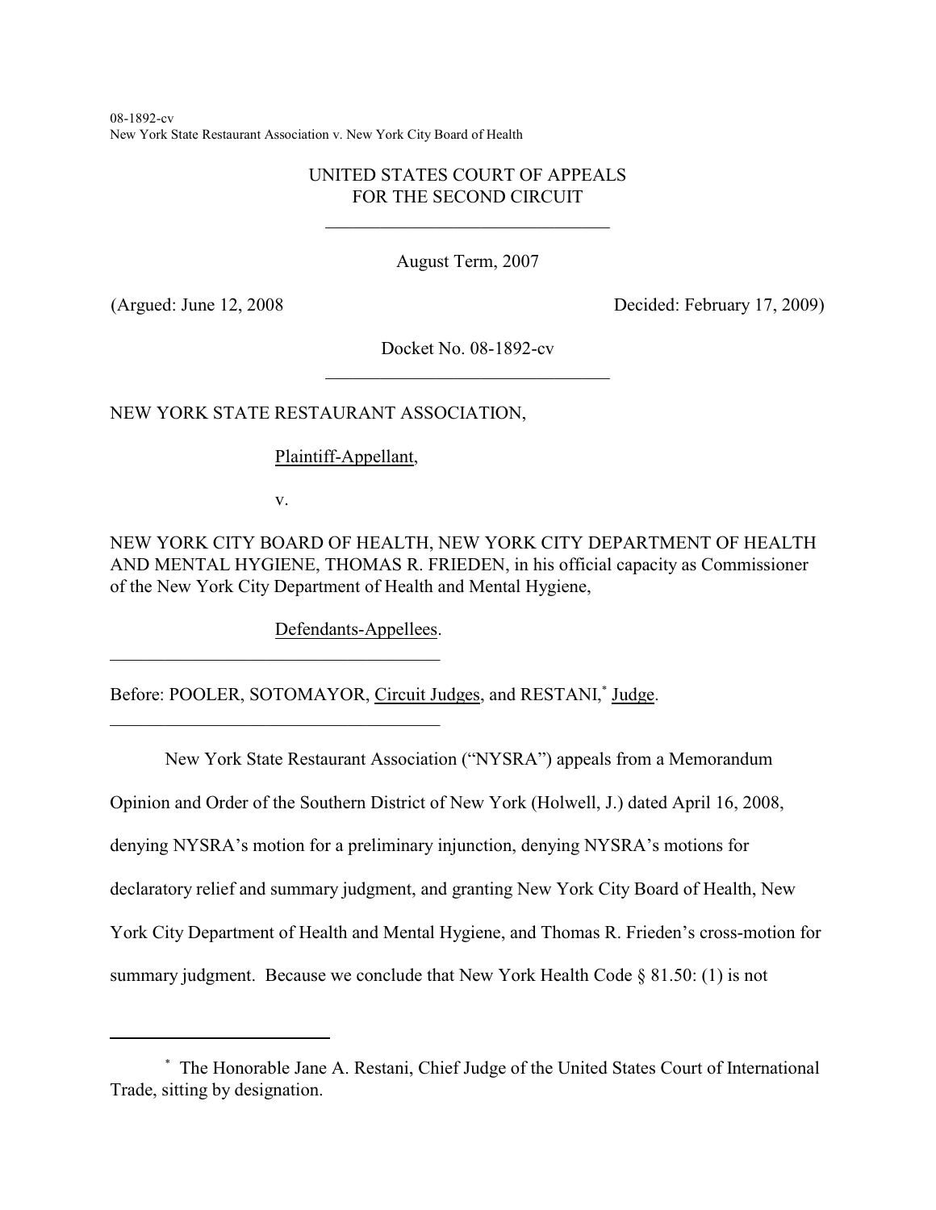08-1892-cv
New York State Restaurant Association v. New York City Board of Health

UNITED STATES COURT OF APPEALS
FOR THE SECOND CIRCUIT

August Term, 2007

(Argued: June 12, 2008 Decided: February 17, 2009)

Docket No. 08-1892-cv

NEW YORK STATE RESTAURANT ASSOCIATION,

Plaintiff-Appellant,

v.

NEW YORK CITY BOARD OF HEALTH, NEW YORK CITY DEPARTMENT OF HEALTH AND MENTAL HYGIENE, THOMAS R. FRIEDEN, in his official capacity as Commissioner of the New York City Department of Health and Mental Hygiene,

Defendants-Appellees.

Before: POOLER, SOTOMAYOR, Circuit Judges, and RESTANI,[*] Judge.

New York State Restaurant Association ("NYSRA") appeals from a Memorandum Opinion and Order of the Southern District of New York (Holwell, J.) dated April 16, 2008, denying NYSRA's motion for a preliminary injunction, denying NYSRA's motions for declaratory relief and summary judgment, and granting New York City Board of Health, New York City Department of Health and Mental Hygiene, and Thomas R. Frieden's cross-motion for summary judgment. Because we conclude that New York Health Code § 81.50: (1) is not

[*] The Honorable Jane A. Restani, Chief Judge of the United States Court of International Trade, sitting by designation.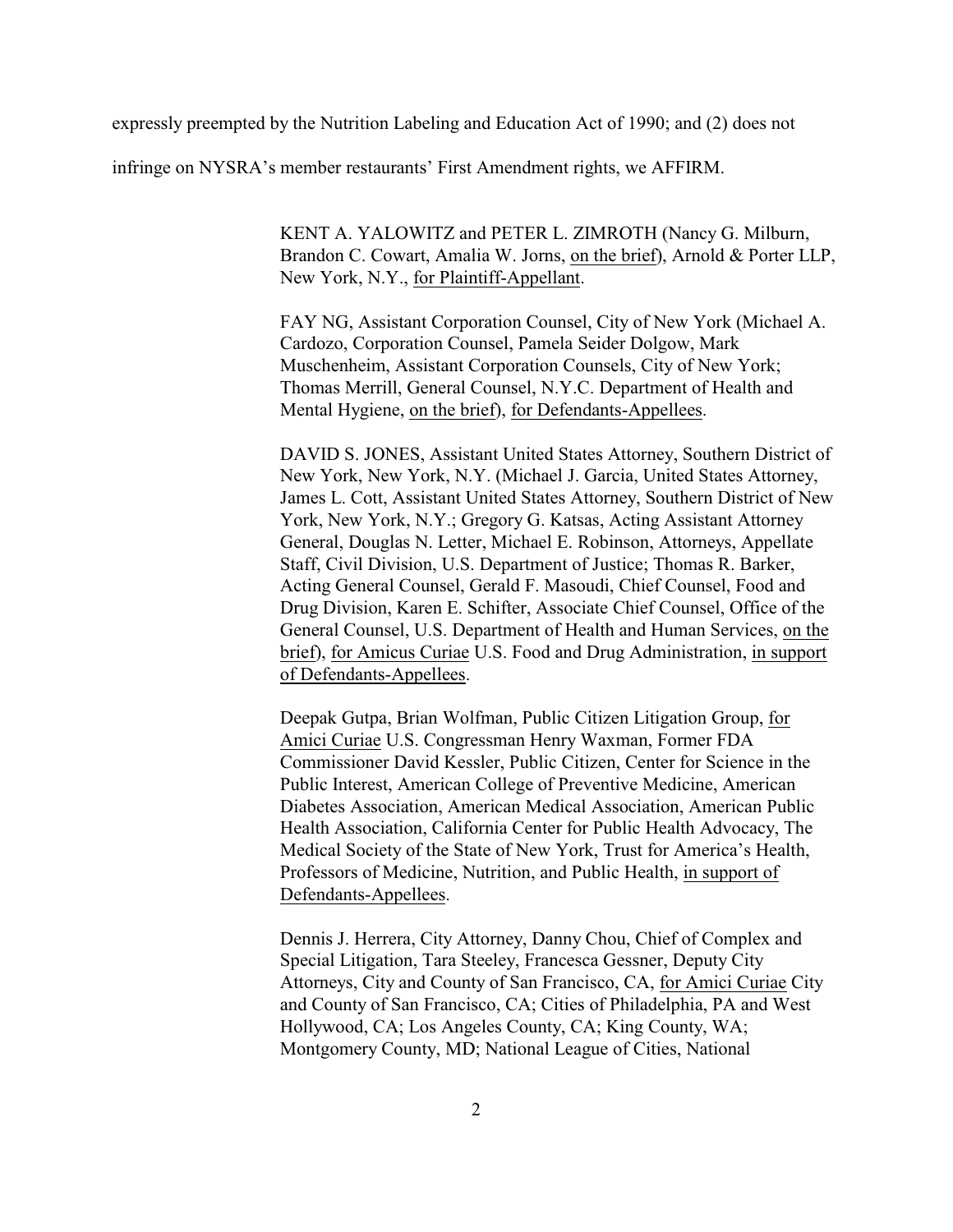expressly preempted by the Nutrition Labeling and Education Act of 1990; and (2) does not infringe on NYSRA's member restaurants' First Amendment rights, we AFFIRM.

KENT A. YALOWITZ and PETER L. ZIMROTH (Nancy G. Milburn, Brandon C. Cowart, Amalia W. Jorns, on the brief), Arnold & Porter LLP, New York, N.Y., for Plaintiff-Appellant.

FAY NG, Assistant Corporation Counsel, City of New York (Michael A. Cardozo, Corporation Counsel, Pamela Seider Dolgow, Mark Muschenheim, Assistant Corporation Counsels, City of New York; Thomas Merrill, General Counsel, N.Y.C. Department of Health and Mental Hygiene, on the brief), for Defendants-Appellees.

DAVID S. JONES, Assistant United States Attorney, Southern District of New York, New York, N.Y. (Michael J. Garcia, United States Attorney, James L. Cott, Assistant United States Attorney, Southern District of New York, New York, N.Y.; Gregory G. Katsas, Acting Assistant Attorney General, Douglas N. Letter, Michael E. Robinson, Attorneys, Appellate Staff, Civil Division, U.S. Department of Justice; Thomas R. Barker, Acting General Counsel, Gerald F. Masoudi, Chief Counsel, Food and Drug Division, Karen E. Schifter, Associate Chief Counsel, Office of the General Counsel, U.S. Department of Health and Human Services, on the brief), for Amicus Curiae U.S. Food and Drug Administration, in support of Defendants-Appellees.

Deepak Gutpa, Brian Wolfman, Public Citizen Litigation Group, for Amici Curiae U.S. Congressman Henry Waxman, Former FDA Commissioner David Kessler, Public Citizen, Center for Science in the Public Interest, American College of Preventive Medicine, American Diabetes Association, American Medical Association, American Public Health Association, California Center for Public Health Advocacy, The Medical Society of the State of New York, Trust for America's Health, Professors of Medicine, Nutrition, and Public Health, in support of Defendants-Appellees.

Dennis J. Herrera, City Attorney, Danny Chou, Chief of Complex and Special Litigation, Tara Steeley, Francesca Gessner, Deputy City Attorneys, City and County of San Francisco, CA, for Amici Curiae City and County of San Francisco, CA; Cities of Philadelphia, PA and West Hollywood, CA; Los Angeles County, CA; King County, WA; Montgomery County, MD; National League of Cities, National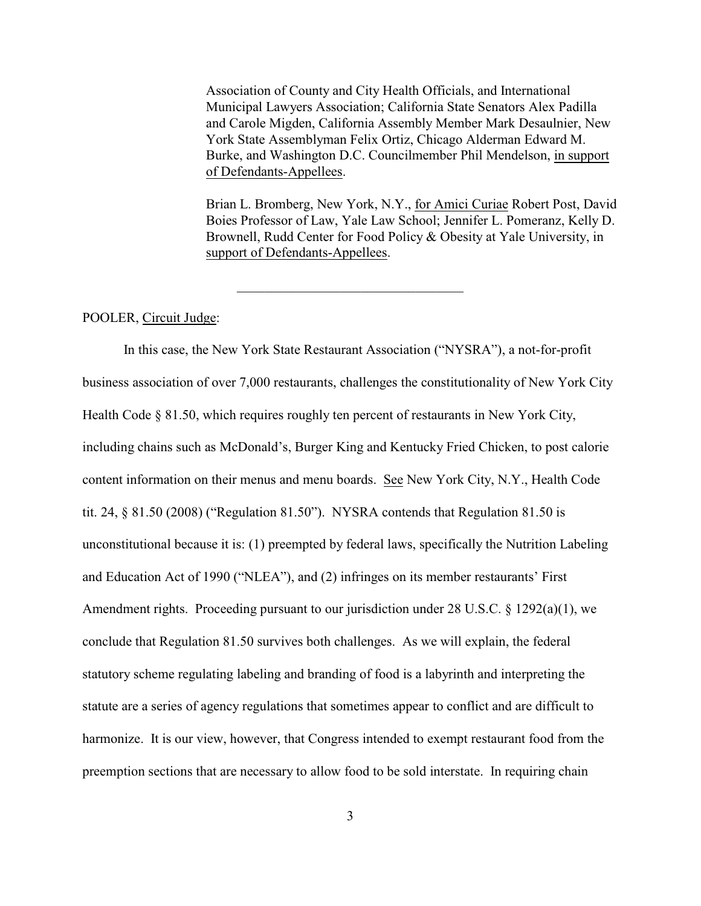Association of County and City Health Officials, and International Municipal Lawyers Association; California State Senators Alex Padilla and Carole Migden, California Assembly Member Mark Desaulnier, New York State Assemblyman Felix Ortiz, Chicago Alderman Edward M. Burke, and Washington D.C. Councilmember Phil Mendelson, in support of Defendants-Appellees.

Brian L. Bromberg, New York, N.Y., for Amici Curiae Robert Post, David Boies Professor of Law, Yale Law School; Jennifer L. Pomeranz, Kelly D. Brownell, Rudd Center for Food Policy & Obesity at Yale University, in support of Defendants-Appellees.

---

POOLER, Circuit Judge:

In this case, the New York State Restaurant Association ("NYSRA"), a not-for-profit business association of over 7,000 restaurants, challenges the constitutionality of New York City Health Code § 81.50, which requires roughly ten percent of restaurants in New York City, including chains such as McDonald's, Burger King and Kentucky Fried Chicken, to post calorie content information on their menus and menu boards. See New York City, N.Y., Health Code tit. 24, § 81.50 (2008) ("Regulation 81.50"). NYSRA contends that Regulation 81.50 is unconstitutional because it is: (1) preempted by federal laws, specifically the Nutrition Labeling and Education Act of 1990 ("NLEA"), and (2) infringes on its member restaurants' First Amendment rights. Proceeding pursuant to our jurisdiction under 28 U.S.C. § 1292(a)(1), we conclude that Regulation 81.50 survives both challenges. As we will explain, the federal statutory scheme regulating labeling and branding of food is a labyrinth and interpreting the statute are a series of agency regulations that sometimes appear to conflict and are difficult to harmonize. It is our view, however, that Congress intended to exempt restaurant food from the preemption sections that are necessary to allow food to be sold interstate. In requiring chain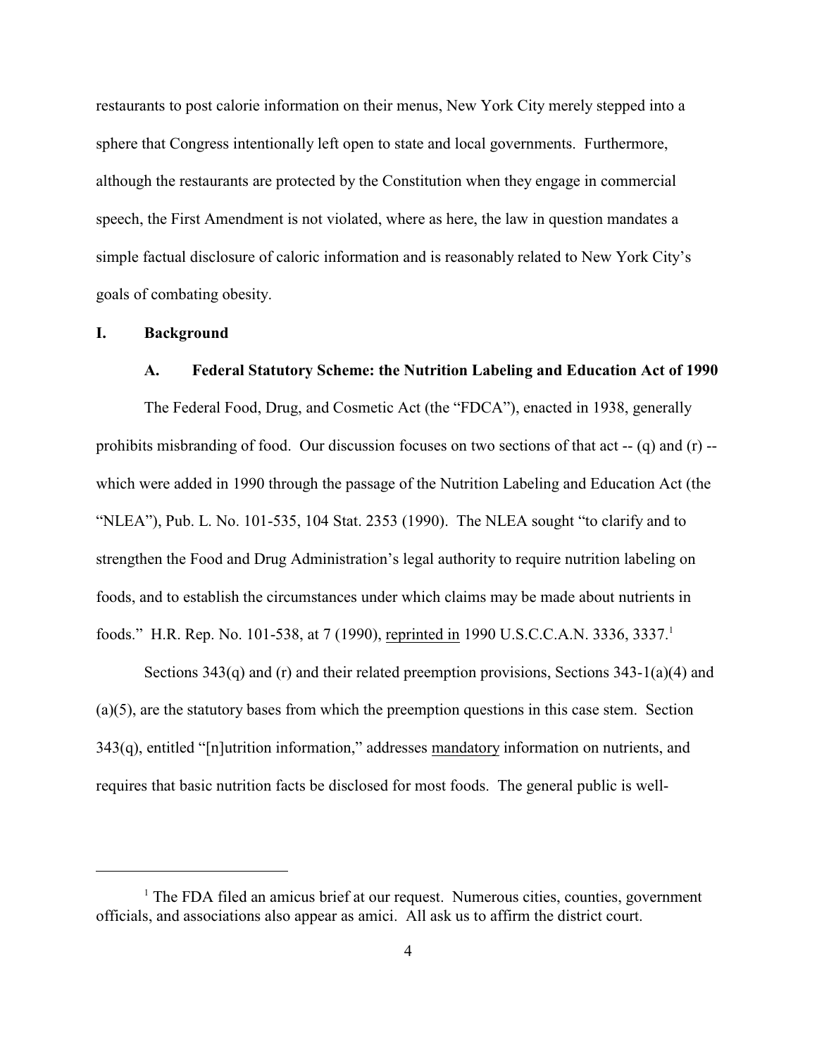restaurants to post calorie information on their menus, New York City merely stepped into a sphere that Congress intentionally left open to state and local governments. Furthermore, although the restaurants are protected by the Constitution when they engage in commercial speech, the First Amendment is not violated, where as here, the law in question mandates a simple factual disclosure of caloric information and is reasonably related to New York City's goals of combating obesity.

## I. Background

### A. Federal Statutory Scheme: the Nutrition Labeling and Education Act of 1990

The Federal Food, Drug, and Cosmetic Act (the "FDCA"), enacted in 1938, generally prohibits misbranding of food. Our discussion focuses on two sections of that act -- (q) and (r) -- which were added in 1990 through the passage of the Nutrition Labeling and Education Act (the "NLEA"), Pub. L. No. 101-535, 104 Stat. 2353 (1990). The NLEA sought "to clarify and to strengthen the Food and Drug Administration's legal authority to require nutrition labeling on foods, and to establish the circumstances under which claims may be made about nutrients in foods." H.R. Rep. No. 101-538, at 7 (1990), reprinted in 1990 U.S.C.C.A.N. 3336, 3337.[1]

Sections 343(q) and (r) and their related preemption provisions, Sections 343-1(a)(4) and (a)(5), are the statutory bases from which the preemption questions in this case stem. Section 343(q), entitled "[n]utrition information," addresses mandatory information on nutrients, and requires that basic nutrition facts be disclosed for most foods. The general public is well-

---

[1] The FDA filed an amicus brief at our request. Numerous cities, counties, government officials, and associations also appear as amici. All ask us to affirm the district court.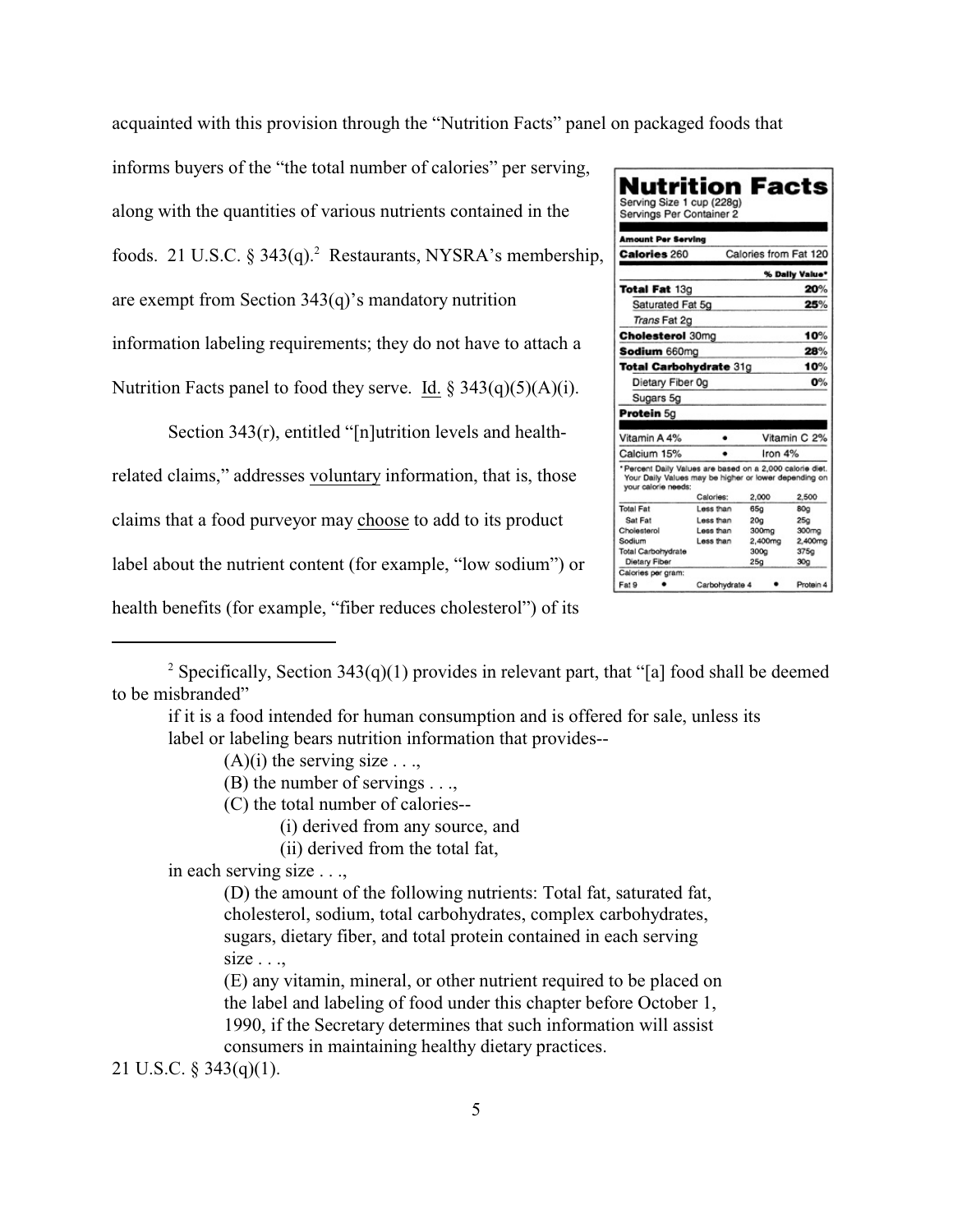acquainted with this provision through the "Nutrition Facts" panel on packaged foods that informs buyers of the "the total number of calories" per serving, along with the quantities of various nutrients contained in the foods. 21 U.S.C. § 343(q).[2] Restaurants, NYSRA's membership, are exempt from Section 343(q)'s mandatory nutrition information labeling requirements; they do not have to attach a Nutrition Facts panel to food they serve. *Id.* § 343(q)(5)(A)(i).

Section 343(r), entitled "[n]utrition levels and health-related claims," addresses *voluntary* information, that is, those claims that a food purveyor may *choose* to add to its product label about the nutrient content (for example, "low sodium") or health benefits (for example, "fiber reduces cholesterol") of its

---

[2] Specifically, Section 343(q)(1) provides in relevant part, that "[a] food shall be deemed to be misbranded"

> if it is a food intended for human consumption and is offered for sale, unless its label or labeling bears nutrition information that provides--
>
> (A)(i) the serving size . . .,
>
> (B) the number of servings . . .,
>
> (C) the total number of calories--
>
> (i) derived from any source, and
>
> (ii) derived from the total fat,
>
> in each serving size . . .,
>
> (D) the amount of the following nutrients: Total fat, saturated fat, cholesterol, sodium, total carbohydrates, complex carbohydrates, sugars, dietary fiber, and total protein contained in each serving size . . .,
>
> (E) any vitamin, mineral, or other nutrient required to be placed on the label and labeling of food under this chapter before October 1, 1990, if the Secretary determines that such information will assist consumers in maintaining healthy dietary practices.

21 U.S.C. § 343(q)(1).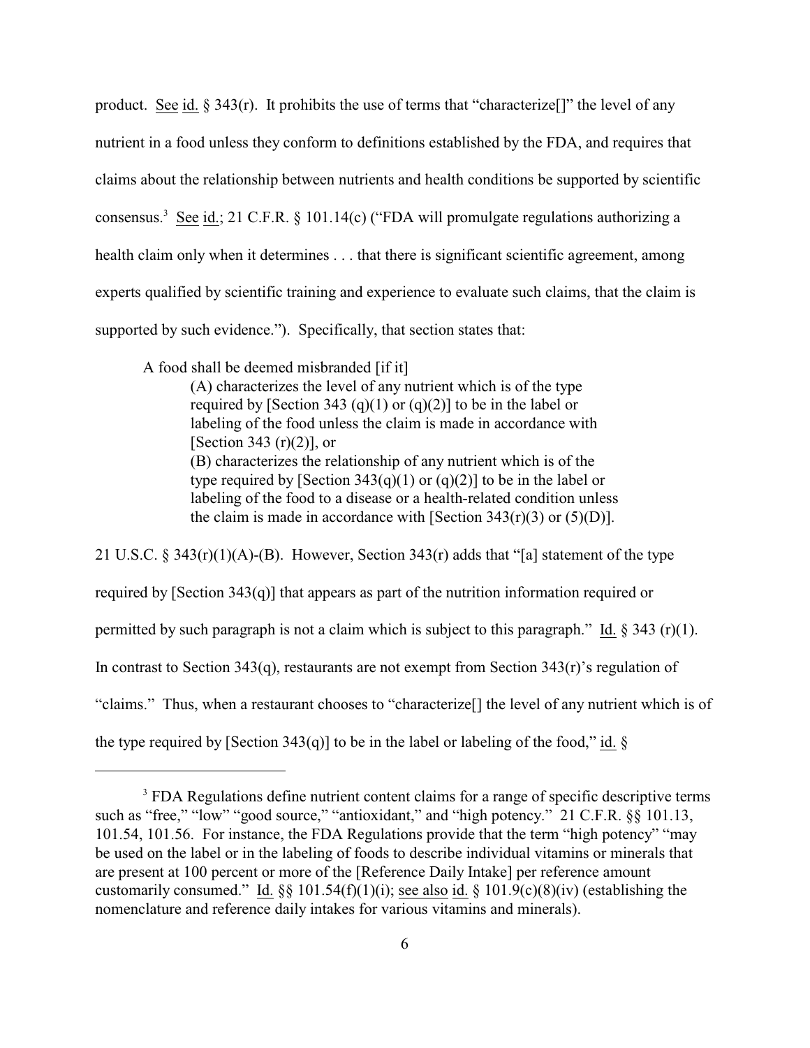product. See id. § 343(r). It prohibits the use of terms that "characterize[]" the level of any nutrient in a food unless they conform to definitions established by the FDA, and requires that claims about the relationship between nutrients and health conditions be supported by scientific consensus.[3] See id.; 21 C.F.R. § 101.14(c) ("FDA will promulgate regulations authorizing a health claim only when it determines . . . that there is significant scientific agreement, among experts qualified by scientific training and experience to evaluate such claims, that the claim is supported by such evidence."). Specifically, that section states that:

> A food shall be deemed misbranded [if it]
>
> (A) characterizes the level of any nutrient which is of the type required by [Section 343 (q)(1) or (q)(2)] to be in the label or labeling of the food unless the claim is made in accordance with [Section 343 (r)(2)], or
>
> (B) characterizes the relationship of any nutrient which is of the type required by [Section 343(q)(1) or (q)(2)] to be in the label or labeling of the food to a disease or a health-related condition unless the claim is made in accordance with [Section 343(r)(3) or (5)(D)].

21 U.S.C. § 343(r)(1)(A)-(B). However, Section 343(r) adds that "[a] statement of the type required by [Section 343(q)] that appears as part of the nutrition information required or permitted by such paragraph is not a claim which is subject to this paragraph." Id. § 343 (r)(1). In contrast to Section 343(q), restaurants are not exempt from Section 343(r)'s regulation of "claims." Thus, when a restaurant chooses to "characterize[] the level of any nutrient which is of the type required by [Section 343(q)] to be in the label or labeling of the food," id. §

---

[3] FDA Regulations define nutrient content claims for a range of specific descriptive terms such as "free," "low" "good source," "antioxidant," and "high potency." 21 C.F.R. §§ 101.13, 101.54, 101.56. For instance, the FDA Regulations provide that the term "high potency" "may be used on the label or in the labeling of foods to describe individual vitamins or minerals that are present at 100 percent or more of the [Reference Daily Intake] per reference amount customarily consumed." Id. §§ 101.54(f)(1)(i); see also id. § 101.9(c)(8)(iv) (establishing the nomenclature and reference daily intakes for various vitamins and minerals).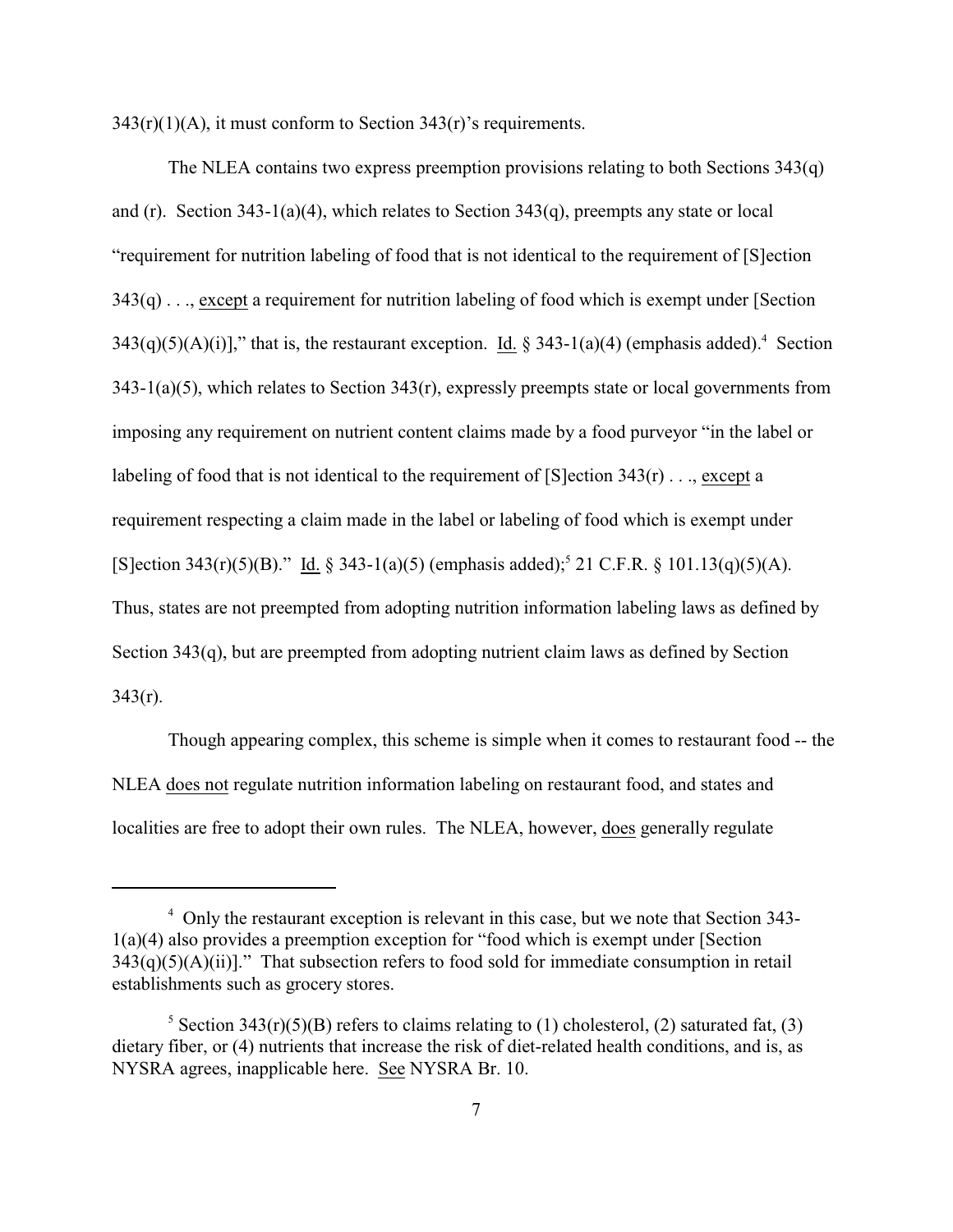343(r)(1)(A), it must conform to Section 343(r)'s requirements.

The NLEA contains two express preemption provisions relating to both Sections 343(q) and (r). Section 343-1(a)(4), which relates to Section 343(q), preempts any state or local "requirement for nutrition labeling of food that is not identical to the requirement of [S]ection 343(q) . . ., <u>except</u> a requirement for nutrition labeling of food which is exempt under [Section 343(q)(5)(A)(i)]," that is, the restaurant exception. <u>Id.</u> § 343-1(a)(4) (emphasis added).[4] Section 343-1(a)(5), which relates to Section 343(r), expressly preempts state or local governments from imposing any requirement on nutrient content claims made by a food purveyor "in the label or labeling of food that is not identical to the requirement of [S]ection 343(r) . . ., <u>except</u> a requirement respecting a claim made in the label or labeling of food which is exempt under [S]ection 343(r)(5)(B)." <u>Id.</u> § 343-1(a)(5) (emphasis added);[5] 21 C.F.R. § 101.13(q)(5)(A). Thus, states are not preempted from adopting nutrition information labeling laws as defined by Section 343(q), but are preempted from adopting nutrient claim laws as defined by Section 343(r).

Though appearing complex, this scheme is simple when it comes to restaurant food -- the NLEA <u>does not</u> regulate nutrition information labeling on restaurant food, and states and localities are free to adopt their own rules. The NLEA, however, <u>does</u> generally regulate

---

[4] Only the restaurant exception is relevant in this case, but we note that Section 343-1(a)(4) also provides a preemption exception for "food which is exempt under [Section 343(q)(5)(A)(ii)]." That subsection refers to food sold for immediate consumption in retail establishments such as grocery stores.

[5] Section 343(r)(5)(B) refers to claims relating to (1) cholesterol, (2) saturated fat, (3) dietary fiber, or (4) nutrients that increase the risk of diet-related health conditions, and is, as NYSRA agrees, inapplicable here. <u>See</u> NYSRA Br. 10.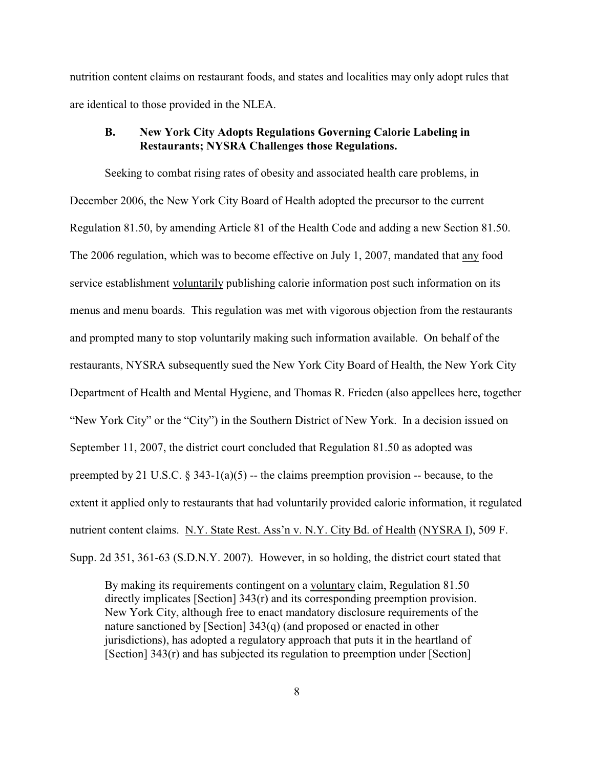nutrition content claims on restaurant foods, and states and localities may only adopt rules that are identical to those provided in the NLEA.

### B. New York City Adopts Regulations Governing Calorie Labeling in Restaurants; NYSRA Challenges those Regulations.

Seeking to combat rising rates of obesity and associated health care problems, in December 2006, the New York City Board of Health adopted the precursor to the current Regulation 81.50, by amending Article 81 of the Health Code and adding a new Section 81.50. The 2006 regulation, which was to become effective on July 1, 2007, mandated that any food service establishment voluntarily publishing calorie information post such information on its menus and menu boards. This regulation was met with vigorous objection from the restaurants and prompted many to stop voluntarily making such information available. On behalf of the restaurants, NYSRA subsequently sued the New York City Board of Health, the New York City Department of Health and Mental Hygiene, and Thomas R. Frieden (also appellees here, together "New York City" or the "City") in the Southern District of New York. In a decision issued on September 11, 2007, the district court concluded that Regulation 81.50 as adopted was preempted by 21 U.S.C. § 343-1(a)(5) -- the claims preemption provision -- because, to the extent it applied only to restaurants that had voluntarily provided calorie information, it regulated nutrient content claims. N.Y. State Rest. Ass'n v. N.Y. City Bd. of Health (NYSRA I), 509 F. Supp. 2d 351, 361-63 (S.D.N.Y. 2007). However, in so holding, the district court stated that

> By making its requirements contingent on a voluntary claim, Regulation 81.50 directly implicates [Section] 343(r) and its corresponding preemption provision. New York City, although free to enact mandatory disclosure requirements of the nature sanctioned by [Section] 343(q) (and proposed or enacted in other jurisdictions), has adopted a regulatory approach that puts it in the heartland of [Section] 343(r) and has subjected its regulation to preemption under [Section]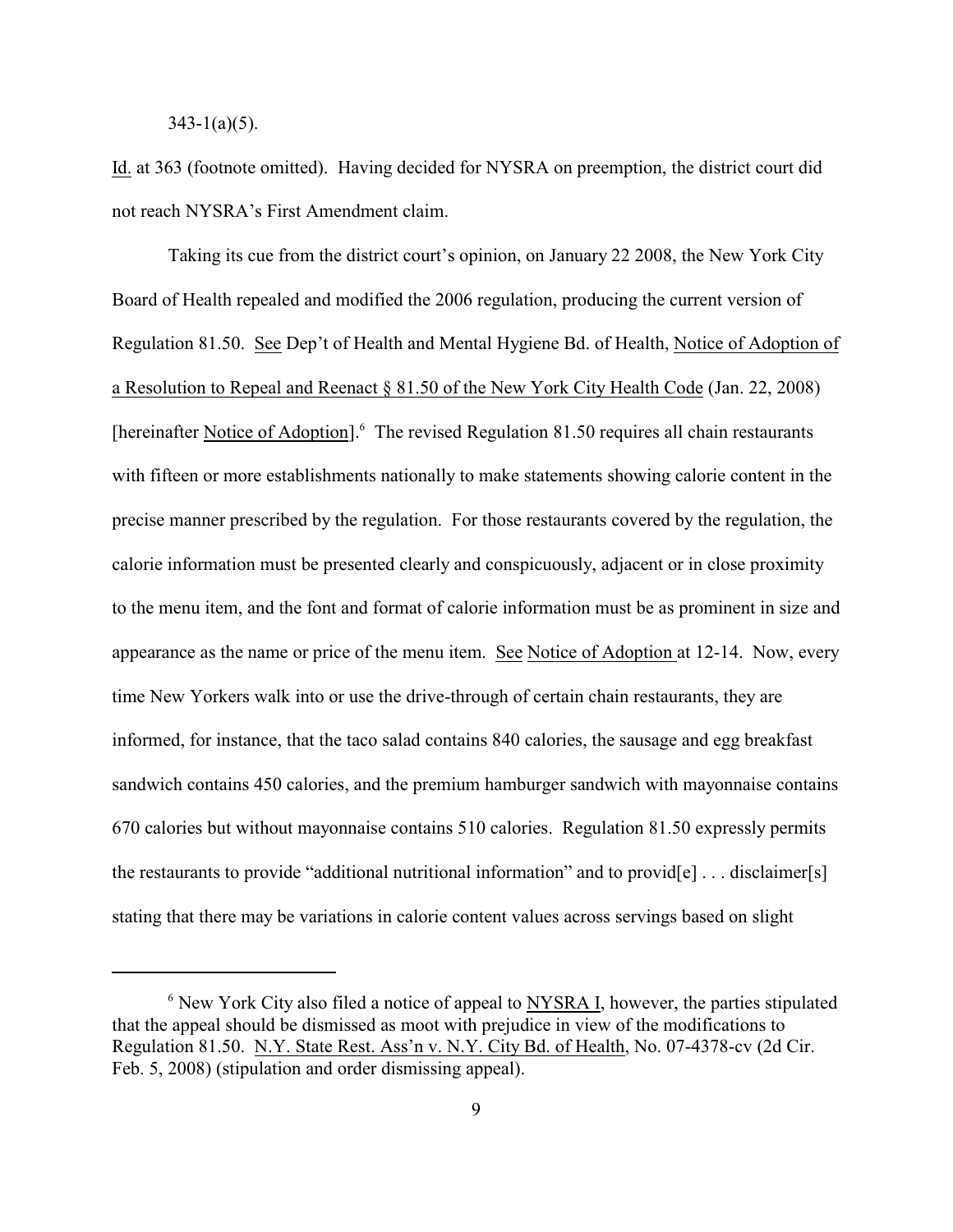343-1(a)(5).

Id. at 363 (footnote omitted). Having decided for NYSRA on preemption, the district court did not reach NYSRA's First Amendment claim.

Taking its cue from the district court's opinion, on January 22 2008, the New York City Board of Health repealed and modified the 2006 regulation, producing the current version of Regulation 81.50. See Dep't of Health and Mental Hygiene Bd. of Health, Notice of Adoption of a Resolution to Repeal and Reenact § 81.50 of the New York City Health Code (Jan. 22, 2008) [hereinafter Notice of Adoption].[6] The revised Regulation 81.50 requires all chain restaurants with fifteen or more establishments nationally to make statements showing calorie content in the precise manner prescribed by the regulation. For those restaurants covered by the regulation, the calorie information must be presented clearly and conspicuously, adjacent or in close proximity to the menu item, and the font and format of calorie information must be as prominent in size and appearance as the name or price of the menu item. See Notice of Adoption at 12-14. Now, every time New Yorkers walk into or use the drive-through of certain chain restaurants, they are informed, for instance, that the taco salad contains 840 calories, the sausage and egg breakfast sandwich contains 450 calories, and the premium hamburger sandwich with mayonnaise contains 670 calories but without mayonnaise contains 510 calories. Regulation 81.50 expressly permits the restaurants to provide "additional nutritional information" and to provid[e] . . . disclaimer[s] stating that there may be variations in calorie content values across servings based on slight

[6] New York City also filed a notice of appeal to NYSRA I, however, the parties stipulated that the appeal should be dismissed as moot with prejudice in view of the modifications to Regulation 81.50. N.Y. State Rest. Ass'n v. N.Y. City Bd. of Health, No. 07-4378-cv (2d Cir. Feb. 5, 2008) (stipulation and order dismissing appeal).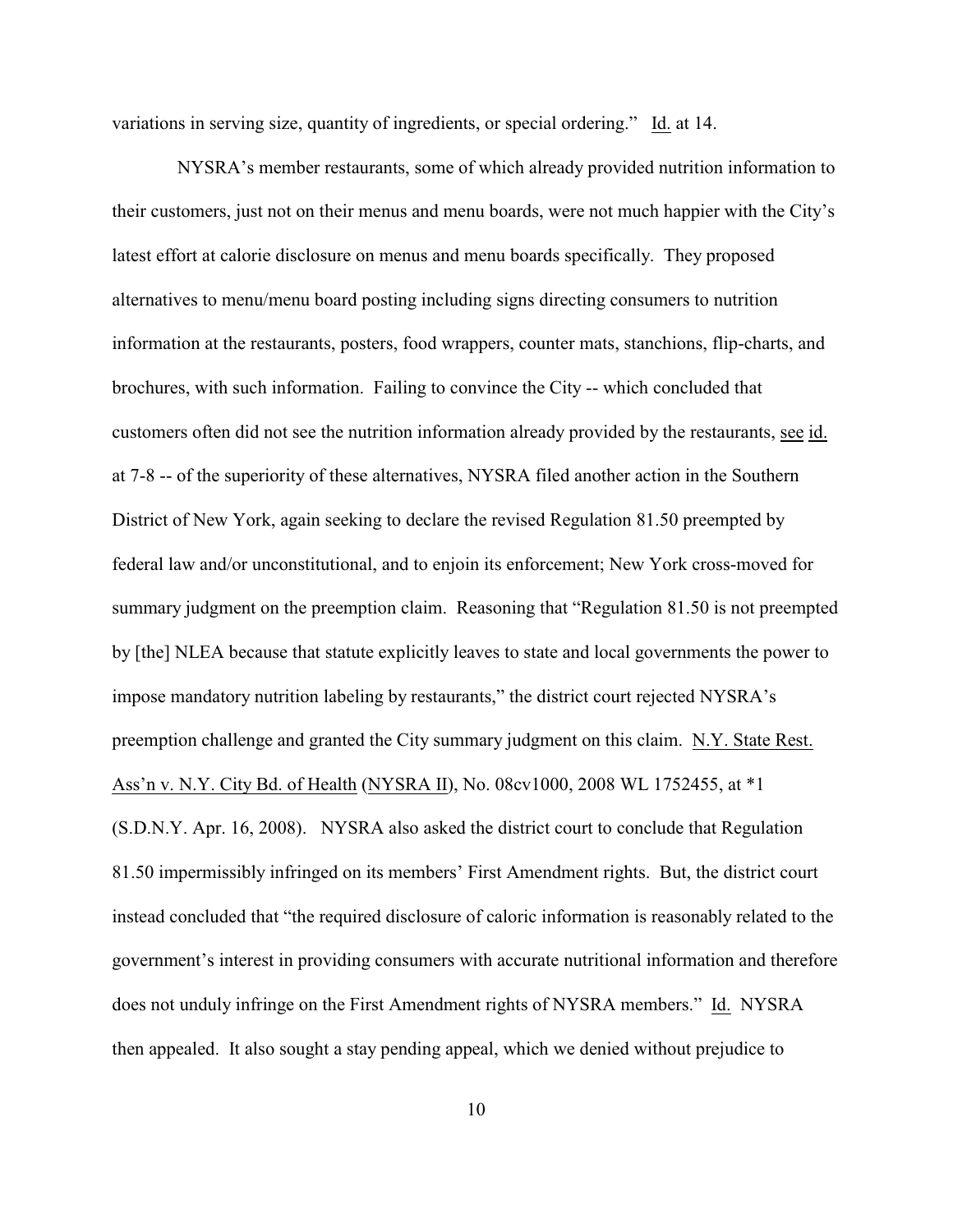variations in serving size, quantity of ingredients, or special ordering." Id. at 14.

NYSRA's member restaurants, some of which already provided nutrition information to their customers, just not on their menus and menu boards, were not much happier with the City's latest effort at calorie disclosure on menus and menu boards specifically. They proposed alternatives to menu/menu board posting including signs directing consumers to nutrition information at the restaurants, posters, food wrappers, counter mats, stanchions, flip-charts, and brochures, with such information. Failing to convince the City -- which concluded that customers often did not see the nutrition information already provided by the restaurants, see id. at 7-8 -- of the superiority of these alternatives, NYSRA filed another action in the Southern District of New York, again seeking to declare the revised Regulation 81.50 preempted by federal law and/or unconstitutional, and to enjoin its enforcement; New York cross-moved for summary judgment on the preemption claim. Reasoning that "Regulation 81.50 is not preempted by [the] NLEA because that statute explicitly leaves to state and local governments the power to impose mandatory nutrition labeling by restaurants," the district court rejected NYSRA's preemption challenge and granted the City summary judgment on this claim. N.Y. State Rest. Ass'n v. N.Y. City Bd. of Health (NYSRA II), No. 08cv1000, 2008 WL 1752455, at *1 (S.D.N.Y. Apr. 16, 2008). NYSRA also asked the district court to conclude that Regulation 81.50 impermissibly infringed on its members' First Amendment rights. But, the district court instead concluded that "the required disclosure of caloric information is reasonably related to the government's interest in providing consumers with accurate nutritional information and therefore does not unduly infringe on the First Amendment rights of NYSRA members." Id. NYSRA then appealed. It also sought a stay pending appeal, which we denied without prejudice to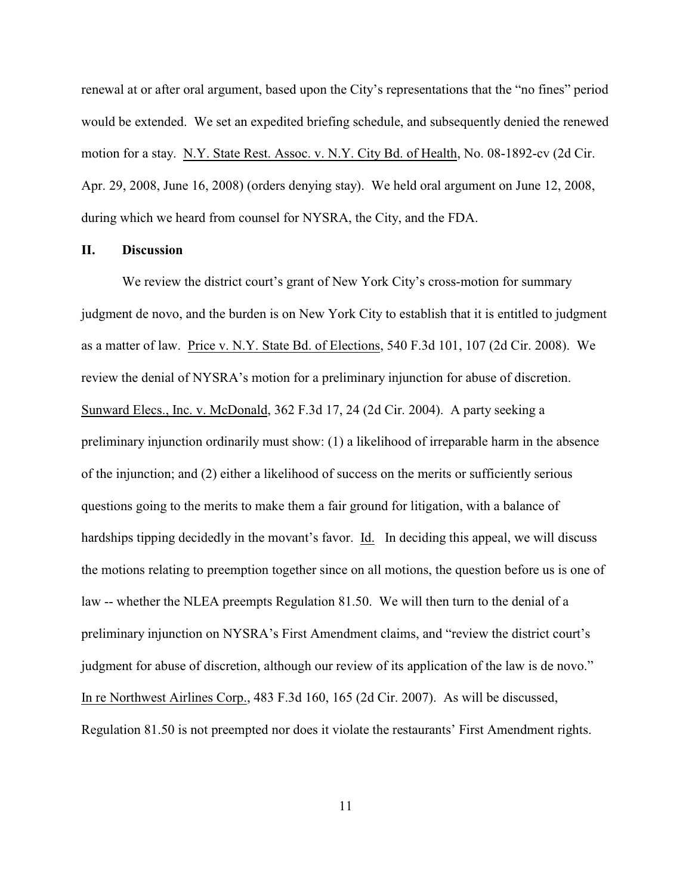renewal at or after oral argument, based upon the City's representations that the "no fines" period would be extended. We set an expedited briefing schedule, and subsequently denied the renewed motion for a stay. N.Y. State Rest. Assoc. v. N.Y. City Bd. of Health, No. 08-1892-cv (2d Cir. Apr. 29, 2008, June 16, 2008) (orders denying stay). We held oral argument on June 12, 2008, during which we heard from counsel for NYSRA, the City, and the FDA.

## II. Discussion

We review the district court's grant of New York City's cross-motion for summary judgment de novo, and the burden is on New York City to establish that it is entitled to judgment as a matter of law. Price v. N.Y. State Bd. of Elections, 540 F.3d 101, 107 (2d Cir. 2008). We review the denial of NYSRA's motion for a preliminary injunction for abuse of discretion. Sunward Elecs., Inc. v. McDonald, 362 F.3d 17, 24 (2d Cir. 2004). A party seeking a preliminary injunction ordinarily must show: (1) a likelihood of irreparable harm in the absence of the injunction; and (2) either a likelihood of success on the merits or sufficiently serious questions going to the merits to make them a fair ground for litigation, with a balance of hardships tipping decidedly in the movant's favor. Id. In deciding this appeal, we will discuss the motions relating to preemption together since on all motions, the question before us is one of law -- whether the NLEA preempts Regulation 81.50. We will then turn to the denial of a preliminary injunction on NYSRA's First Amendment claims, and "review the district court's judgment for abuse of discretion, although our review of its application of the law is de novo." In re Northwest Airlines Corp., 483 F.3d 160, 165 (2d Cir. 2007). As will be discussed, Regulation 81.50 is not preempted nor does it violate the restaurants' First Amendment rights.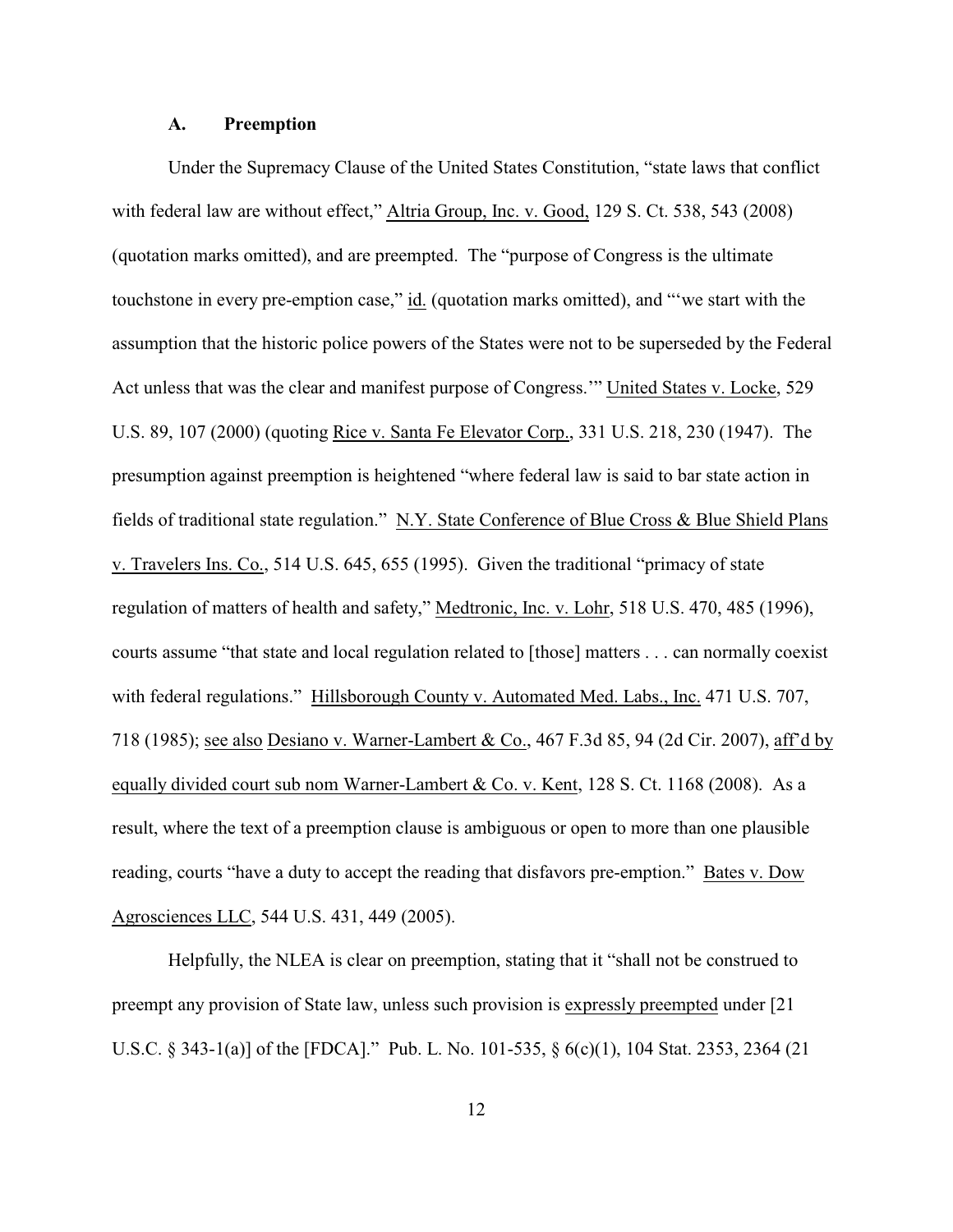### A. Preemption

Under the Supremacy Clause of the United States Constitution, "state laws that conflict with federal law are without effect," Altria Group, Inc. v. Good, 129 S. Ct. 538, 543 (2008) (quotation marks omitted), and are preempted. The "purpose of Congress is the ultimate touchstone in every pre-emption case," id. (quotation marks omitted), and "'we start with the assumption that the historic police powers of the States were not to be superseded by the Federal Act unless that was the clear and manifest purpose of Congress.'" United States v. Locke, 529 U.S. 89, 107 (2000) (quoting Rice v. Santa Fe Elevator Corp., 331 U.S. 218, 230 (1947). The presumption against preemption is heightened "where federal law is said to bar state action in fields of traditional state regulation." N.Y. State Conference of Blue Cross & Blue Shield Plans v. Travelers Ins. Co., 514 U.S. 645, 655 (1995). Given the traditional "primacy of state regulation of matters of health and safety," Medtronic, Inc. v. Lohr, 518 U.S. 470, 485 (1996), courts assume "that state and local regulation related to [those] matters . . . can normally coexist with federal regulations." Hillsborough County v. Automated Med. Labs., Inc. 471 U.S. 707, 718 (1985); see also Desiano v. Warner-Lambert & Co., 467 F.3d 85, 94 (2d Cir. 2007), aff'd by equally divided court sub nom Warner-Lambert & Co. v. Kent, 128 S. Ct. 1168 (2008). As a result, where the text of a preemption clause is ambiguous or open to more than one plausible reading, courts "have a duty to accept the reading that disfavors pre-emption." Bates v. Dow Agrosciences LLC, 544 U.S. 431, 449 (2005).

Helpfully, the NLEA is clear on preemption, stating that it "shall not be construed to preempt any provision of State law, unless such provision is expressly preempted under [21 U.S.C. § 343-1(a)] of the [FDCA]." Pub. L. No. 101-535, § 6(c)(1), 104 Stat. 2353, 2364 (21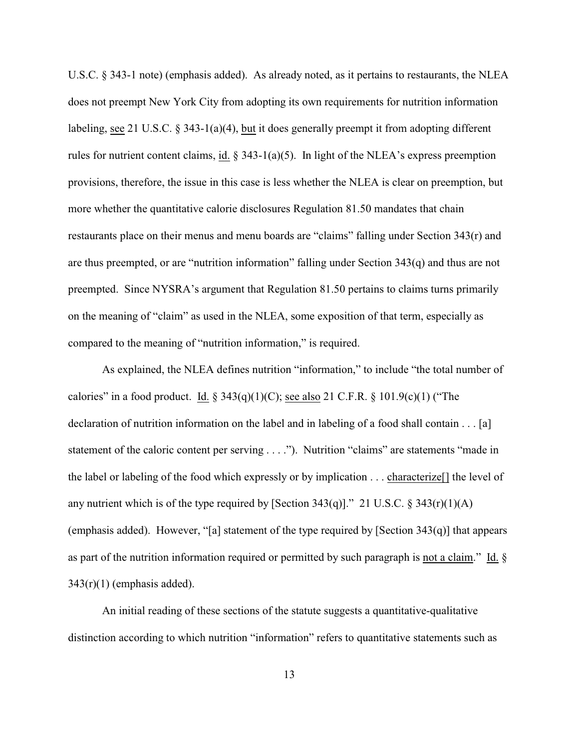U.S.C. § 343-1 note) (emphasis added). As already noted, as it pertains to restaurants, the NLEA does not preempt New York City from adopting its own requirements for nutrition information labeling, see 21 U.S.C. § 343-1(a)(4), but it does generally preempt it from adopting different rules for nutrient content claims, id. § 343-1(a)(5). In light of the NLEA's express preemption provisions, therefore, the issue in this case is less whether the NLEA is clear on preemption, but more whether the quantitative calorie disclosures Regulation 81.50 mandates that chain restaurants place on their menus and menu boards are "claims" falling under Section 343(r) and are thus preempted, or are "nutrition information" falling under Section 343(q) and thus are not preempted. Since NYSRA's argument that Regulation 81.50 pertains to claims turns primarily on the meaning of "claim" as used in the NLEA, some exposition of that term, especially as compared to the meaning of "nutrition information," is required.

As explained, the NLEA defines nutrition "information," to include "the total number of calories" in a food product. Id. § 343(q)(1)(C); see also 21 C.F.R. § 101.9(c)(1) ("The declaration of nutrition information on the label and in labeling of a food shall contain . . . [a] statement of the caloric content per serving . . . ."). Nutrition "claims" are statements "made in the label or labeling of the food which expressly or by implication . . . characterize[] the level of any nutrient which is of the type required by [Section 343(q)]." 21 U.S.C. § 343(r)(1)(A) (emphasis added). However, "[a] statement of the type required by [Section 343(q)] that appears as part of the nutrition information required or permitted by such paragraph is not a claim." Id. § 343(r)(1) (emphasis added).

An initial reading of these sections of the statute suggests a quantitative-qualitative distinction according to which nutrition "information" refers to quantitative statements such as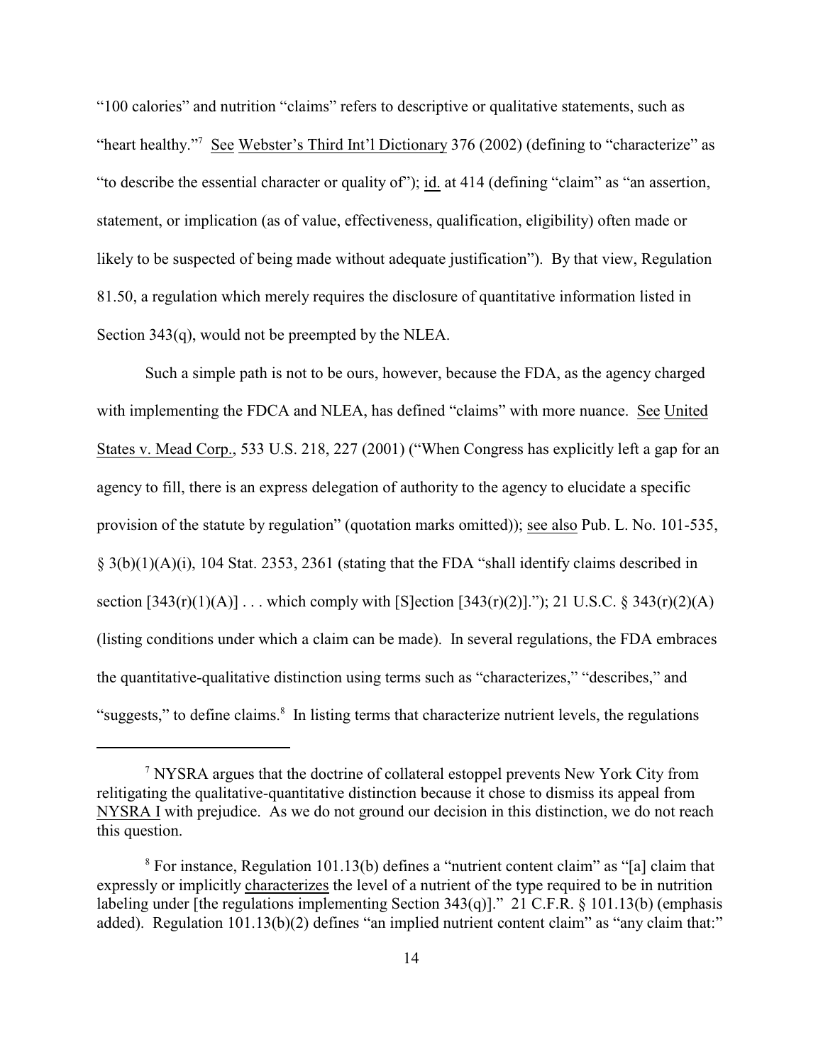"100 calories" and nutrition "claims" refers to descriptive or qualitative statements, such as "heart healthy."[7] See Webster's Third Int'l Dictionary 376 (2002) (defining to "characterize" as "to describe the essential character or quality of"); id. at 414 (defining "claim" as "an assertion, statement, or implication (as of value, effectiveness, qualification, eligibility) often made or likely to be suspected of being made without adequate justification"). By that view, Regulation 81.50, a regulation which merely requires the disclosure of quantitative information listed in Section 343(q), would not be preempted by the NLEA.

Such a simple path is not to be ours, however, because the FDA, as the agency charged with implementing the FDCA and NLEA, has defined "claims" with more nuance. See United States v. Mead Corp., 533 U.S. 218, 227 (2001) ("When Congress has explicitly left a gap for an agency to fill, there is an express delegation of authority to the agency to elucidate a specific provision of the statute by regulation" (quotation marks omitted)); see also Pub. L. No. 101-535, § 3(b)(1)(A)(i), 104 Stat. 2353, 2361 (stating that the FDA "shall identify claims described in section [343(r)(1)(A)] . . . which comply with [S]ection [343(r)(2)]."); 21 U.S.C. § 343(r)(2)(A) (listing conditions under which a claim can be made). In several regulations, the FDA embraces the quantitative-qualitative distinction using terms such as "characterizes," "describes," and "suggests," to define claims.[8] In listing terms that characterize nutrient levels, the regulations

---

[7] NYSRA argues that the doctrine of collateral estoppel prevents New York City from relitigating the qualitative-quantitative distinction because it chose to dismiss its appeal from NYSRA I with prejudice. As we do not ground our decision in this distinction, we do not reach this question.

[8] For instance, Regulation 101.13(b) defines a "nutrient content claim" as "[a] claim that expressly or implicitly characterizes the level of a nutrient of the type required to be in nutrition labeling under [the regulations implementing Section 343(q)]." 21 C.F.R. § 101.13(b) (emphasis added). Regulation 101.13(b)(2) defines "an implied nutrient content claim" as "any claim that:"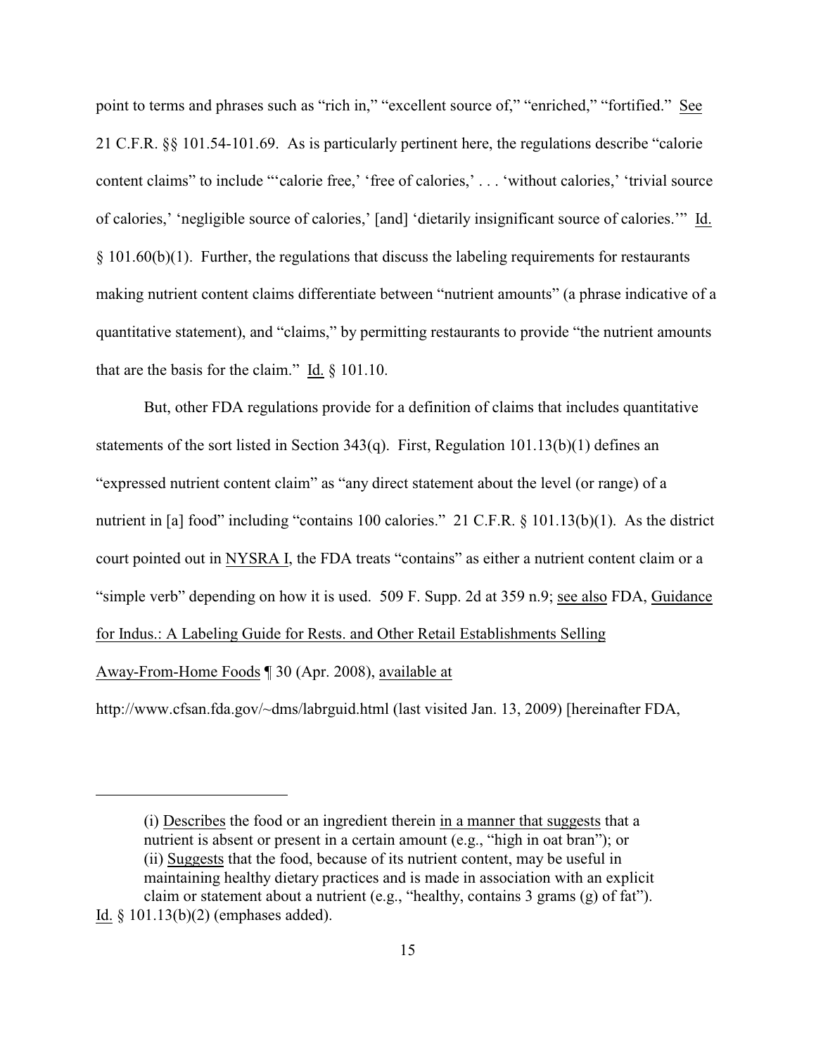point to terms and phrases such as "rich in," "excellent source of," "enriched," "fortified." See 21 C.F.R. §§ 101.54-101.69. As is particularly pertinent here, the regulations describe "calorie content claims" to include "'calorie free,' 'free of calories,' . . . 'without calories,' 'trivial source of calories,' 'negligible source of calories,' [and] 'dietarily insignificant source of calories.'" Id. § 101.60(b)(1). Further, the regulations that discuss the labeling requirements for restaurants making nutrient content claims differentiate between "nutrient amounts" (a phrase indicative of a quantitative statement), and "claims," by permitting restaurants to provide "the nutrient amounts that are the basis for the claim." Id. § 101.10.

But, other FDA regulations provide for a definition of claims that includes quantitative statements of the sort listed in Section 343(q). First, Regulation 101.13(b)(1) defines an "expressed nutrient content claim" as "any direct statement about the level (or range) of a nutrient in [a] food" including "contains 100 calories." 21 C.F.R. § 101.13(b)(1). As the district court pointed out in NYSRA I, the FDA treats "contains" as either a nutrient content claim or a "simple verb" depending on how it is used. 509 F. Supp. 2d at 359 n.9; see also FDA, Guidance for Indus.: A Labeling Guide for Rests. and Other Retail Establishments Selling Away-From-Home Foods ¶ 30 (Apr. 2008), available at http://www.cfsan.fda.gov/~dms/labrguid.html (last visited Jan. 13, 2009) [hereinafter FDA,

---

> (i) Describes the food or an ingredient therein in a manner that suggests that a nutrient is absent or present in a certain amount (e.g., "high in oat bran"); or
> (ii) Suggests that the food, because of its nutrient content, may be useful in maintaining healthy dietary practices and is made in association with an explicit claim or statement about a nutrient (e.g., "healthy, contains 3 grams (g) of fat").

Id. § 101.13(b)(2) (emphases added).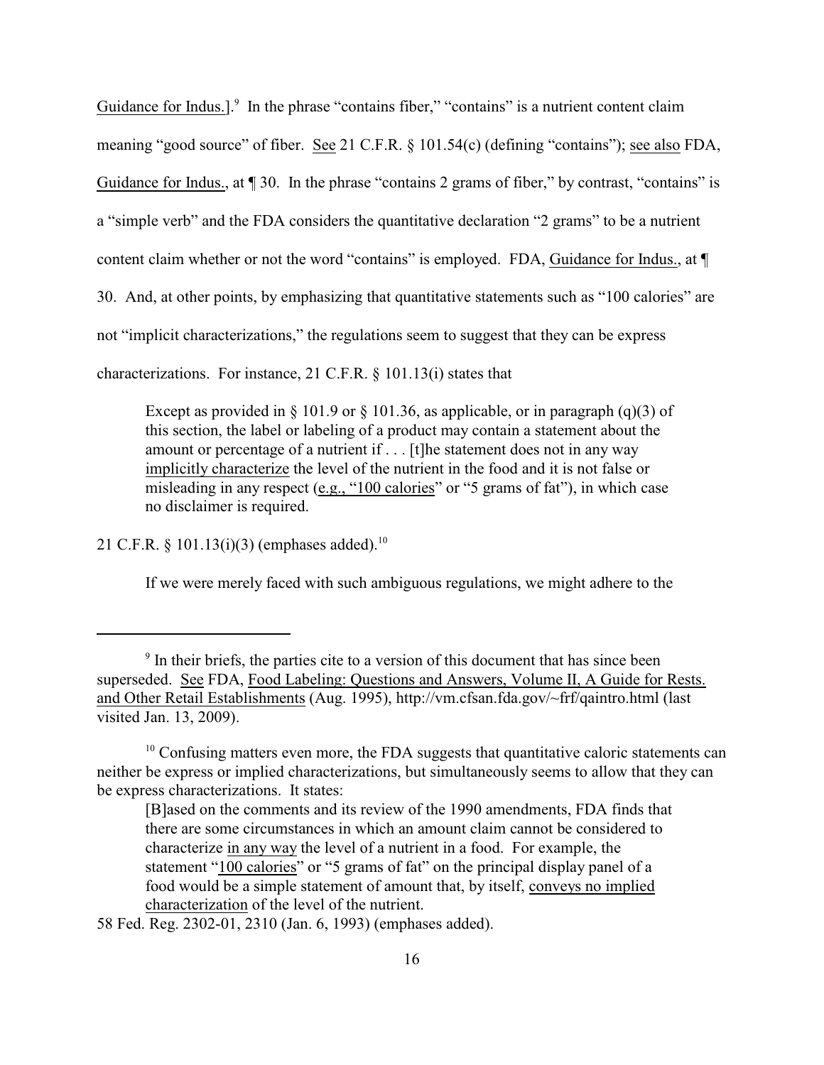Guidance for Indus.].[9] In the phrase "contains fiber," "contains" is a nutrient content claim meaning "good source" of fiber. See 21 C.F.R. § 101.54(c) (defining "contains"); see also FDA, Guidance for Indus., at ¶ 30. In the phrase "contains 2 grams of fiber," by contrast, "contains" is a "simple verb" and the FDA considers the quantitative declaration "2 grams" to be a nutrient content claim whether or not the word "contains" is employed. FDA, Guidance for Indus., at ¶ 30. And, at other points, by emphasizing that quantitative statements such as "100 calories" are not "implicit characterizations," the regulations seem to suggest that they can be express characterizations. For instance, 21 C.F.R. § 101.13(i) states that

> Except as provided in § 101.9 or § 101.36, as applicable, or in paragraph (q)(3) of this section, the label or labeling of a product may contain a statement about the amount or percentage of a nutrient if . . . [t]he statement does not in any way implicitly characterize the level of the nutrient in the food and it is not false or misleading in any respect (e.g., "100 calories" or "5 grams of fat"), in which case no disclaimer is required.

21 C.F.R. § 101.13(i)(3) (emphases added).[10]

If we were merely faced with such ambiguous regulations, we might adhere to the

---

[9] In their briefs, the parties cite to a version of this document that has since been superseded. See FDA, Food Labeling: Questions and Answers, Volume II, A Guide for Rests. and Other Retail Establishments (Aug. 1995), http://vm.cfsan.fda.gov/~frf/qaintro.html (last visited Jan. 13, 2009).

[10] Confusing matters even more, the FDA suggests that quantitative caloric statements can neither be express or implied characterizations, but simultaneously seems to allow that they can be express characterizations. It states:

> [B]ased on the comments and its review of the 1990 amendments, FDA finds that there are some circumstances in which an amount claim cannot be considered to characterize in any way the level of a nutrient in a food. For example, the statement "100 calories" or "5 grams of fat" on the principal display panel of a food would be a simple statement of amount that, by itself, conveys no implied characterization of the level of the nutrient.

58 Fed. Reg. 2302-01, 2310 (Jan. 6, 1993) (emphases added).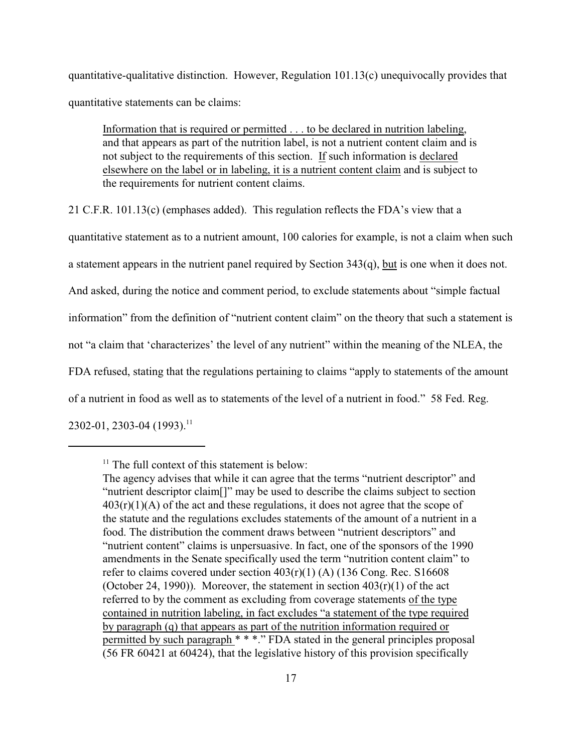quantitative-qualitative distinction. However, Regulation 101.13(c) unequivocally provides that quantitative statements can be claims:

> <u>Information that is required or permitted . . . to be declared in nutrition labeling</u>, and that appears as part of the nutrition label, is not a nutrient content claim and is not subject to the requirements of this section. <u>If</u> such information is <u>declared elsewhere on the label or in labeling, it is a nutrient content claim</u> and is subject to the requirements for nutrient content claims.

21 C.F.R. 101.13(c) (emphases added). This regulation reflects the FDA's view that a quantitative statement as to a nutrient amount, 100 calories for example, is not a claim when such a statement appears in the nutrient panel required by Section 343(q), <u>but</u> is one when it does not. And asked, during the notice and comment period, to exclude statements about "simple factual information" from the definition of "nutrient content claim" on the theory that such a statement is not "a claim that 'characterizes' the level of any nutrient" within the meaning of the NLEA, the FDA refused, stating that the regulations pertaining to claims "apply to statements of the amount of a nutrient in food as well as to statements of the level of a nutrient in food." 58 Fed. Reg. 2302-01, 2303-04 (1993).[11]

---

[11] The full context of this statement is below:

The agency advises that while it can agree that the terms "nutrient descriptor" and "nutrient descriptor claim[]" may be used to describe the claims subject to section 403(r)(1)(A) of the act and these regulations, it does not agree that the scope of the statute and the regulations excludes statements of the amount of a nutrient in a food. The distribution the comment draws between "nutrient descriptors" and "nutrient content" claims is unpersuasive. In fact, one of the sponsors of the 1990 amendments in the Senate specifically used the term "nutrition content claim" to refer to claims covered under section 403(r)(1) (A) (136 Cong. Rec. S16608 (October 24, 1990)). Moreover, the statement in section 403(r)(1) of the act referred to by the comment as excluding from coverage statements <u>of the type contained in nutrition labeling, in fact excludes "a statement of the type required by paragraph (q) that appears as part of the nutrition information required or permitted by such paragraph</u> * * *." FDA stated in the general principles proposal (56 FR 60421 at 60424), that the legislative history of this provision specifically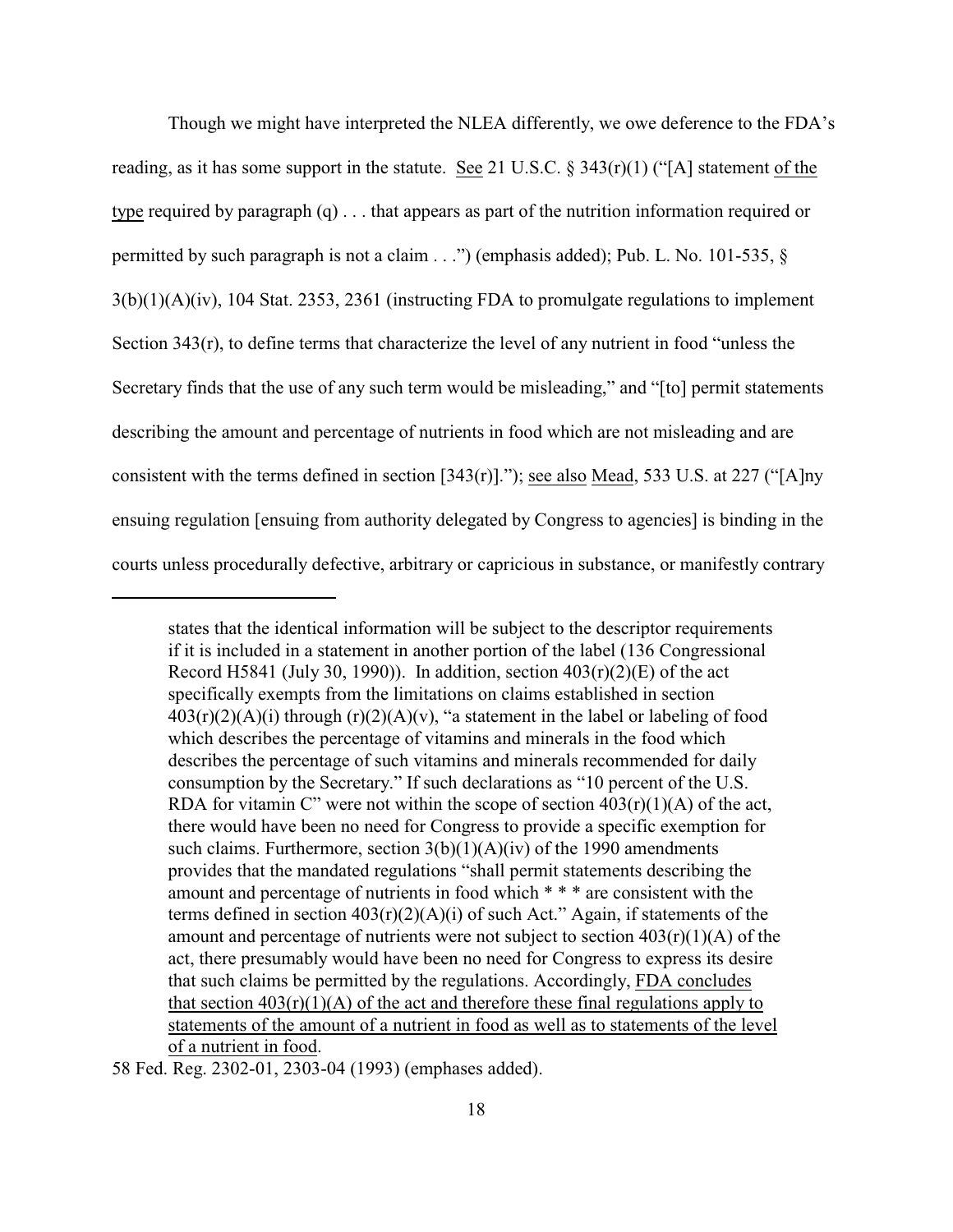Though we might have interpreted the NLEA differently, we owe deference to the FDA's reading, as it has some support in the statute. See 21 U.S.C. § 343(r)(1) ("[A] statement of the type required by paragraph (q) . . . that appears as part of the nutrition information required or permitted by such paragraph is not a claim . . .") (emphasis added); Pub. L. No. 101-535, § 3(b)(1)(A)(iv), 104 Stat. 2353, 2361 (instructing FDA to promulgate regulations to implement Section 343(r), to define terms that characterize the level of any nutrient in food "unless the Secretary finds that the use of any such term would be misleading," and "[to] permit statements describing the amount and percentage of nutrients in food which are not misleading and are consistent with the terms defined in section [343(r)]."); see also Mead, 533 U.S. at 227 ("[A]ny ensuing regulation [ensuing from authority delegated by Congress to agencies] is binding in the courts unless procedurally defective, arbitrary or capricious in substance, or manifestly contrary

---

> states that the identical information will be subject to the descriptor requirements if it is included in a statement in another portion of the label (136 Congressional Record H5841 (July 30, 1990)). In addition, section 403(r)(2)(E) of the act specifically exempts from the limitations on claims established in section 403(r)(2)(A)(i) through (r)(2)(A)(v), "a statement in the label or labeling of food which describes the percentage of vitamins and minerals in the food which describes the percentage of such vitamins and minerals recommended for daily consumption by the Secretary." If such declarations as "10 percent of the U.S. RDA for vitamin C" were not within the scope of section 403(r)(1)(A) of the act, there would have been no need for Congress to provide a specific exemption for such claims. Furthermore, section 3(b)(1)(A)(iv) of the 1990 amendments provides that the mandated regulations "shall permit statements describing the amount and percentage of nutrients in food which * * * are consistent with the terms defined in section 403(r)(2)(A)(i) of such Act." Again, if statements of the amount and percentage of nutrients were not subject to section 403(r)(1)(A) of the act, there presumably would have been no need for Congress to express its desire that such claims be permitted by the regulations. Accordingly, FDA concludes that section 403(r)(1)(A) of the act and therefore these final regulations apply to statements of the amount of a nutrient in food as well as to statements of the level of a nutrient in food.

58 Fed. Reg. 2302-01, 2303-04 (1993) (emphases added).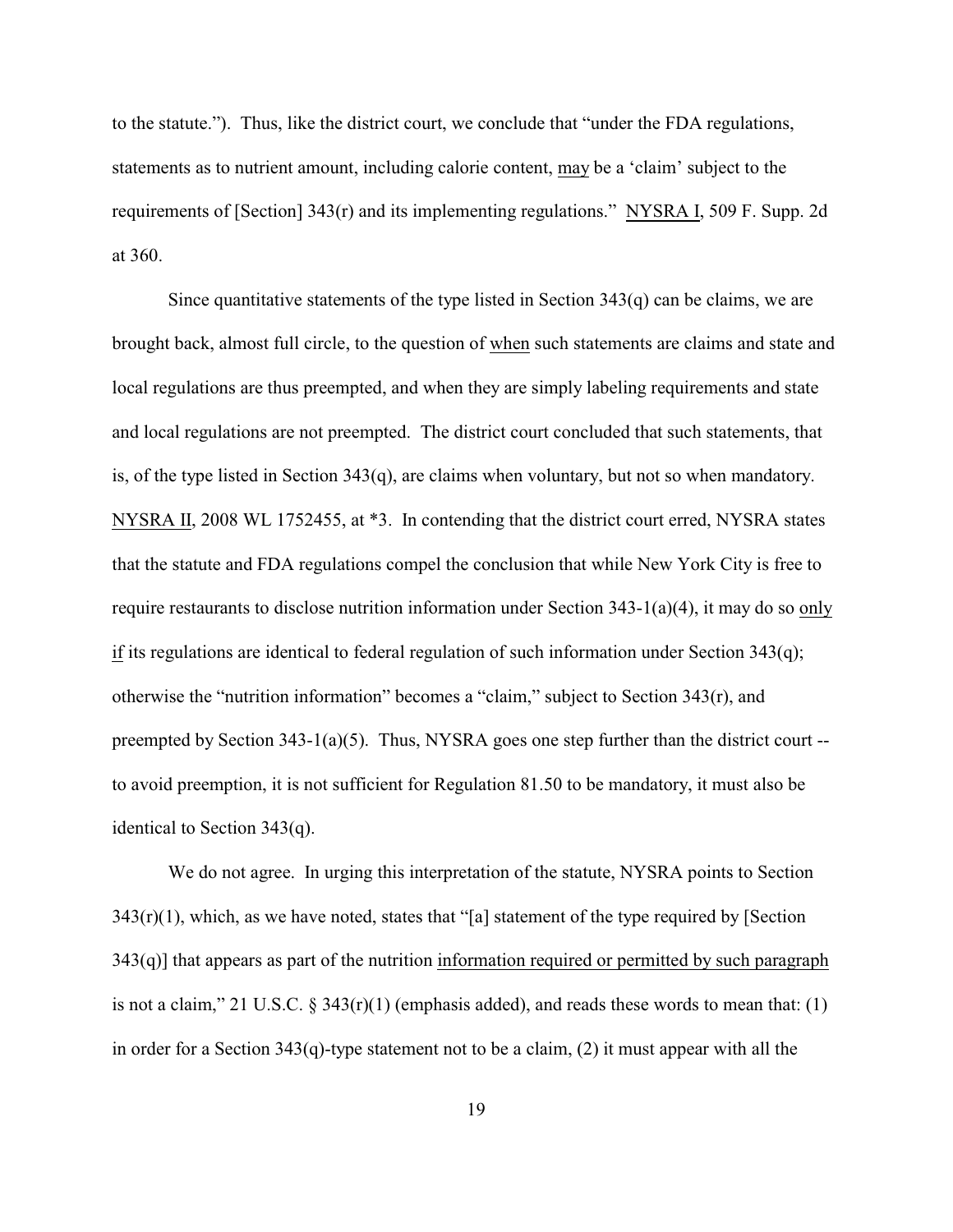to the statute."). Thus, like the district court, we conclude that "under the FDA regulations, statements as to nutrient amount, including calorie content, may be a 'claim' subject to the requirements of [Section] 343(r) and its implementing regulations." NYSRA I, 509 F. Supp. 2d at 360.

Since quantitative statements of the type listed in Section 343(q) can be claims, we are brought back, almost full circle, to the question of when such statements are claims and state and local regulations are thus preempted, and when they are simply labeling requirements and state and local regulations are not preempted. The district court concluded that such statements, that is, of the type listed in Section 343(q), are claims when voluntary, but not so when mandatory. NYSRA II, 2008 WL 1752455, at *3. In contending that the district court erred, NYSRA states that the statute and FDA regulations compel the conclusion that while New York City is free to require restaurants to disclose nutrition information under Section 343-1(a)(4), it may do so only if its regulations are identical to federal regulation of such information under Section 343(q); otherwise the "nutrition information" becomes a "claim," subject to Section 343(r), and preempted by Section 343-1(a)(5). Thus, NYSRA goes one step further than the district court -- to avoid preemption, it is not sufficient for Regulation 81.50 to be mandatory, it must also be identical to Section 343(q).

We do not agree. In urging this interpretation of the statute, NYSRA points to Section 343(r)(1), which, as we have noted, states that "[a] statement of the type required by [Section 343(q)] that appears as part of the nutrition information required or permitted by such paragraph is not a claim," 21 U.S.C. § 343(r)(1) (emphasis added), and reads these words to mean that: (1) in order for a Section 343(q)-type statement not to be a claim, (2) it must appear with all the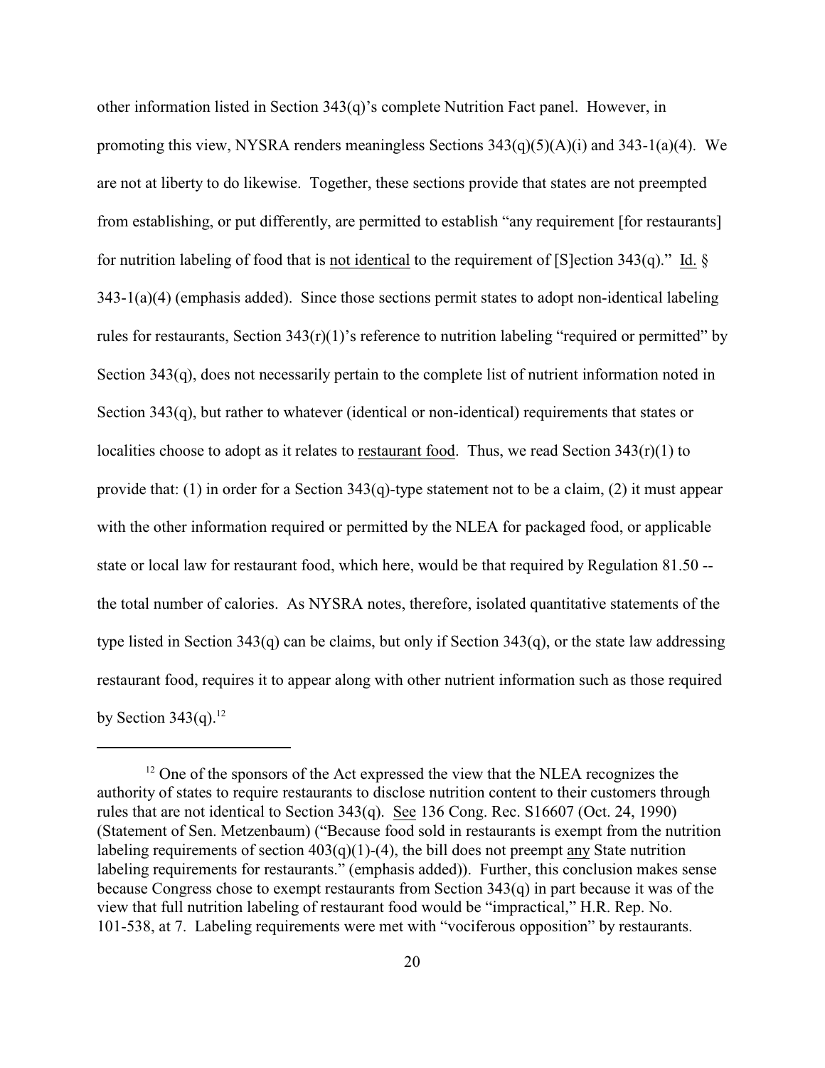other information listed in Section 343(q)'s complete Nutrition Fact panel. However, in promoting this view, NYSRA renders meaningless Sections 343(q)(5)(A)(i) and 343-1(a)(4). We are not at liberty to do likewise. Together, these sections provide that states are not preempted from establishing, or put differently, are permitted to establish "any requirement [for restaurants] for nutrition labeling of food that is not identical to the requirement of [S]ection 343(q)." Id. § 343-1(a)(4) (emphasis added). Since those sections permit states to adopt non-identical labeling rules for restaurants, Section 343(r)(1)'s reference to nutrition labeling "required or permitted" by Section 343(q), does not necessarily pertain to the complete list of nutrient information noted in Section 343(q), but rather to whatever (identical or non-identical) requirements that states or localities choose to adopt as it relates to restaurant food. Thus, we read Section 343(r)(1) to provide that: (1) in order for a Section 343(q)-type statement not to be a claim, (2) it must appear with the other information required or permitted by the NLEA for packaged food, or applicable state or local law for restaurant food, which here, would be that required by Regulation 81.50 -- the total number of calories. As NYSRA notes, therefore, isolated quantitative statements of the type listed in Section 343(q) can be claims, but only if Section 343(q), or the state law addressing restaurant food, requires it to appear along with other nutrient information such as those required by Section 343(q).[12]

---

[12] One of the sponsors of the Act expressed the view that the NLEA recognizes the authority of states to require restaurants to disclose nutrition content to their customers through rules that are not identical to Section 343(q). See 136 Cong. Rec. S16607 (Oct. 24, 1990) (Statement of Sen. Metzenbaum) ("Because food sold in restaurants is exempt from the nutrition labeling requirements of section 403(q)(1)-(4), the bill does not preempt any State nutrition labeling requirements for restaurants." (emphasis added)). Further, this conclusion makes sense because Congress chose to exempt restaurants from Section 343(q) in part because it was of the view that full nutrition labeling of restaurant food would be "impractical," H.R. Rep. No. 101-538, at 7. Labeling requirements were met with "vociferous opposition" by restaurants.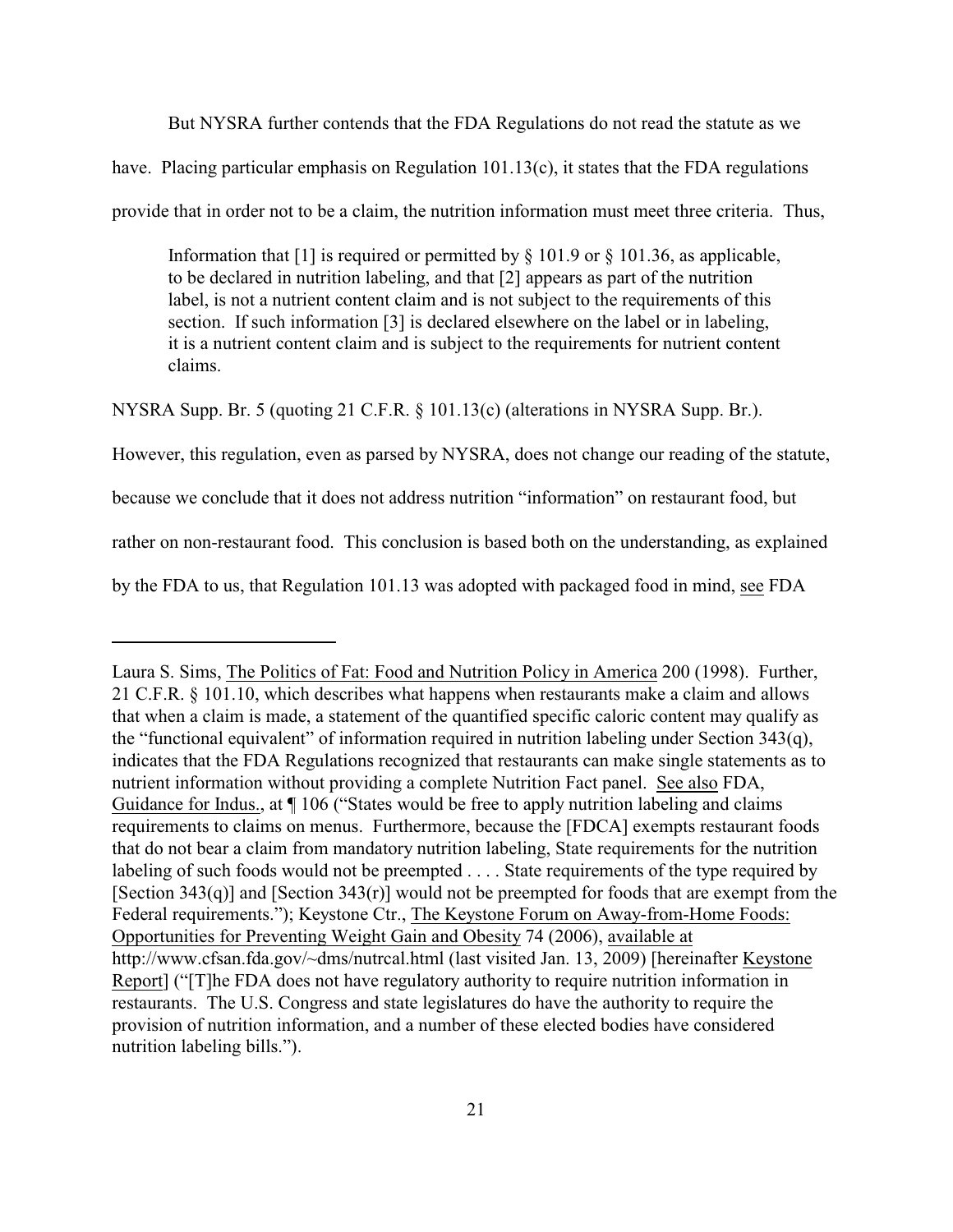But NYSRA further contends that the FDA Regulations do not read the statute as we have. Placing particular emphasis on Regulation 101.13(c), it states that the FDA regulations provide that in order not to be a claim, the nutrition information must meet three criteria. Thus,

> Information that [1] is required or permitted by § 101.9 or § 101.36, as applicable, to be declared in nutrition labeling, and that [2] appears as part of the nutrition label, is not a nutrient content claim and is not subject to the requirements of this section. If such information [3] is declared elsewhere on the label or in labeling, it is a nutrient content claim and is subject to the requirements for nutrient content claims.

NYSRA Supp. Br. 5 (quoting 21 C.F.R. § 101.13(c) (alterations in NYSRA Supp. Br.).

However, this regulation, even as parsed by NYSRA, does not change our reading of the statute, because we conclude that it does not address nutrition "information" on restaurant food, but rather on non-restaurant food. This conclusion is based both on the understanding, as explained by the FDA to us, that Regulation 101.13 was adopted with packaged food in mind, see FDA

---

Laura S. Sims, The Politics of Fat: Food and Nutrition Policy in America 200 (1998). Further, 21 C.F.R. § 101.10, which describes what happens when restaurants make a claim and allows that when a claim is made, a statement of the quantified specific caloric content may qualify as the "functional equivalent" of information required in nutrition labeling under Section 343(q), indicates that the FDA Regulations recognized that restaurants can make single statements as to nutrient information without providing a complete Nutrition Fact panel. See also FDA, Guidance for Indus., at ¶ 106 ("States would be free to apply nutrition labeling and claims requirements to claims on menus. Furthermore, because the [FDCA] exempts restaurant foods that do not bear a claim from mandatory nutrition labeling, State requirements for the nutrition labeling of such foods would not be preempted . . . . State requirements of the type required by [Section 343(q)] and [Section 343(r)] would not be preempted for foods that are exempt from the Federal requirements."); Keystone Ctr., The Keystone Forum on Away-from-Home Foods: Opportunities for Preventing Weight Gain and Obesity 74 (2006), available at http://www.cfsan.fda.gov/~dms/nutrcal.html (last visited Jan. 13, 2009) [hereinafter Keystone Report] ("[T]he FDA does not have regulatory authority to require nutrition information in restaurants. The U.S. Congress and state legislatures do have the authority to require the provision of nutrition information, and a number of these elected bodies have considered nutrition labeling bills.").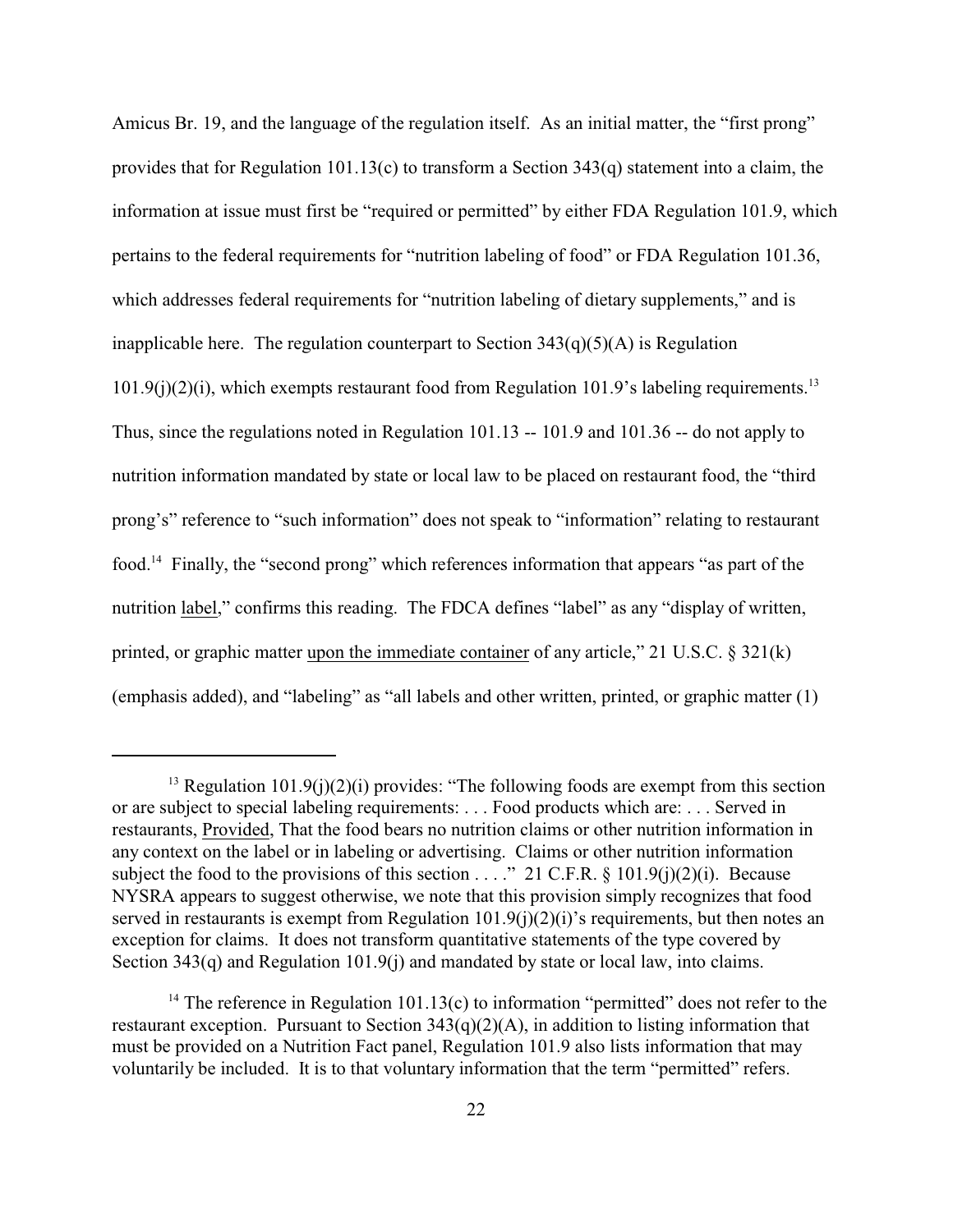Amicus Br. 19, and the language of the regulation itself. As an initial matter, the "first prong" provides that for Regulation 101.13(c) to transform a Section 343(q) statement into a claim, the information at issue must first be "required or permitted" by either FDA Regulation 101.9, which pertains to the federal requirements for "nutrition labeling of food" or FDA Regulation 101.36, which addresses federal requirements for "nutrition labeling of dietary supplements," and is inapplicable here. The regulation counterpart to Section 343(q)(5)(A) is Regulation 101.9(j)(2)(i), which exempts restaurant food from Regulation 101.9's labeling requirements.[13] Thus, since the regulations noted in Regulation 101.13 -- 101.9 and 101.36 -- do not apply to nutrition information mandated by state or local law to be placed on restaurant food, the "third prong's" reference to "such information" does not speak to "information" relating to restaurant food.[14] Finally, the "second prong" which references information that appears "as part of the nutrition <u>label</u>," confirms this reading. The FDCA defines "label" as any "display of written, printed, or graphic matter <u>upon the immediate container</u> of any article," 21 U.S.C. § 321(k) (emphasis added), and "labeling" as "all labels and other written, printed, or graphic matter (1)

---

[13] Regulation 101.9(j)(2)(i) provides: "The following foods are exempt from this section or are subject to special labeling requirements: . . . Food products which are: . . . Served in restaurants, <u>Provided</u>, That the food bears no nutrition claims or other nutrition information in any context on the label or in labeling or advertising. Claims or other nutrition information subject the food to the provisions of this section . . . ." 21 C.F.R. § 101.9(j)(2)(i). Because NYSRA appears to suggest otherwise, we note that this provision simply recognizes that food served in restaurants is exempt from Regulation 101.9(j)(2)(i)'s requirements, but then notes an exception for claims. It does not transform quantitative statements of the type covered by Section 343(q) and Regulation 101.9(j) and mandated by state or local law, into claims.

[14] The reference in Regulation 101.13(c) to information "permitted" does not refer to the restaurant exception. Pursuant to Section 343(q)(2)(A), in addition to listing information that must be provided on a Nutrition Fact panel, Regulation 101.9 also lists information that may voluntarily be included. It is to that voluntary information that the term "permitted" refers.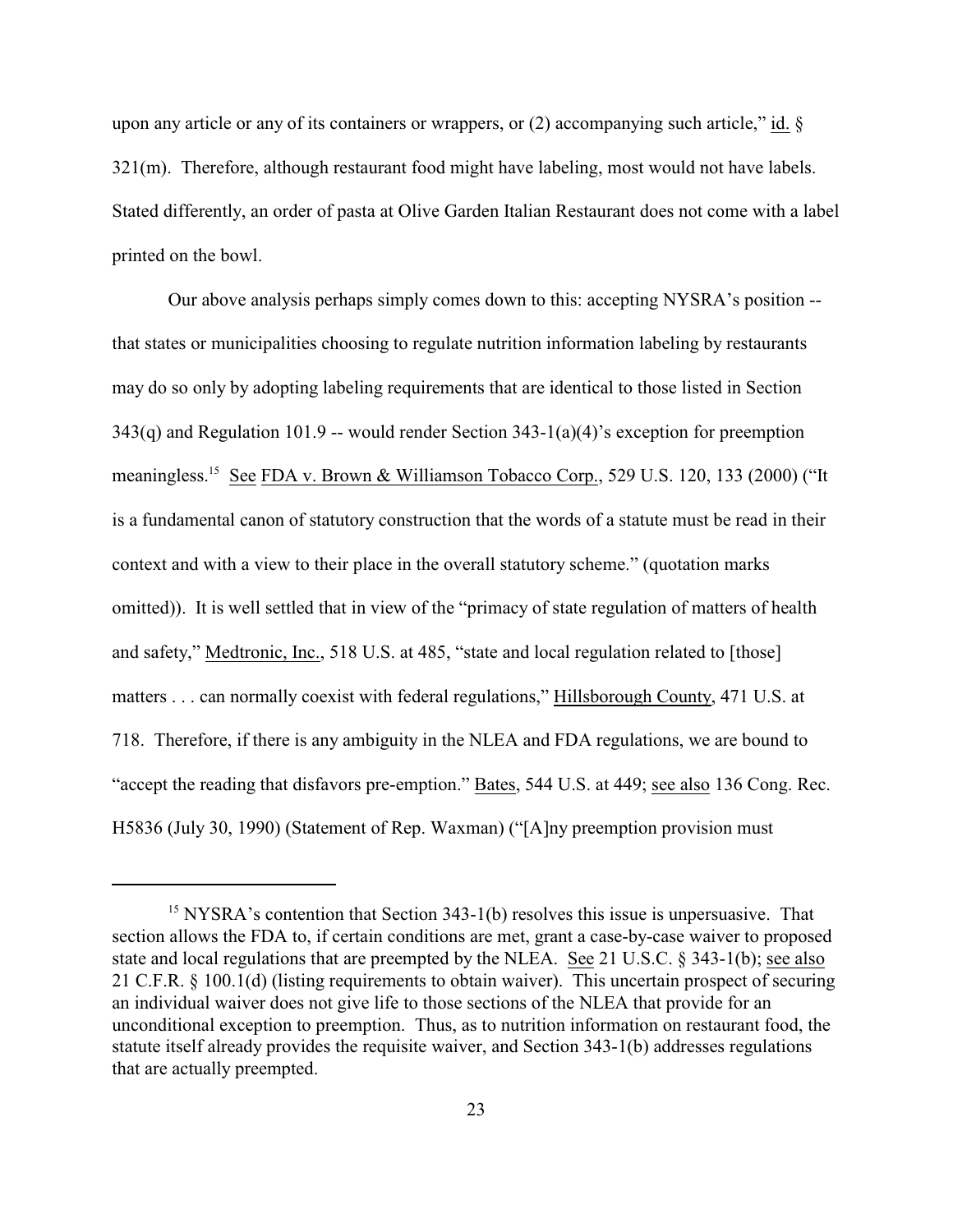upon any article or any of its containers or wrappers, or (2) accompanying such article," id. § 321(m). Therefore, although restaurant food might have labeling, most would not have labels. Stated differently, an order of pasta at Olive Garden Italian Restaurant does not come with a label printed on the bowl.

Our above analysis perhaps simply comes down to this: accepting NYSRA's position -- that states or municipalities choosing to regulate nutrition information labeling by restaurants may do so only by adopting labeling requirements that are identical to those listed in Section 343(q) and Regulation 101.9 -- would render Section 343-1(a)(4)'s exception for preemption meaningless.[15] See FDA v. Brown & Williamson Tobacco Corp., 529 U.S. 120, 133 (2000) ("It is a fundamental canon of statutory construction that the words of a statute must be read in their context and with a view to their place in the overall statutory scheme." (quotation marks omitted)). It is well settled that in view of the "primacy of state regulation of matters of health and safety," Medtronic, Inc., 518 U.S. at 485, "state and local regulation related to [those] matters . . . can normally coexist with federal regulations," Hillsborough County, 471 U.S. at 718. Therefore, if there is any ambiguity in the NLEA and FDA regulations, we are bound to "accept the reading that disfavors pre-emption." Bates, 544 U.S. at 449; see also 136 Cong. Rec. H5836 (July 30, 1990) (Statement of Rep. Waxman) ("[A]ny preemption provision must

---

[15] NYSRA's contention that Section 343-1(b) resolves this issue is unpersuasive. That section allows the FDA to, if certain conditions are met, grant a case-by-case waiver to proposed state and local regulations that are preempted by the NLEA. See 21 U.S.C. § 343-1(b); see also 21 C.F.R. § 100.1(d) (listing requirements to obtain waiver). This uncertain prospect of securing an individual waiver does not give life to those sections of the NLEA that provide for an unconditional exception to preemption. Thus, as to nutrition information on restaurant food, the statute itself already provides the requisite waiver, and Section 343-1(b) addresses regulations that are actually preempted.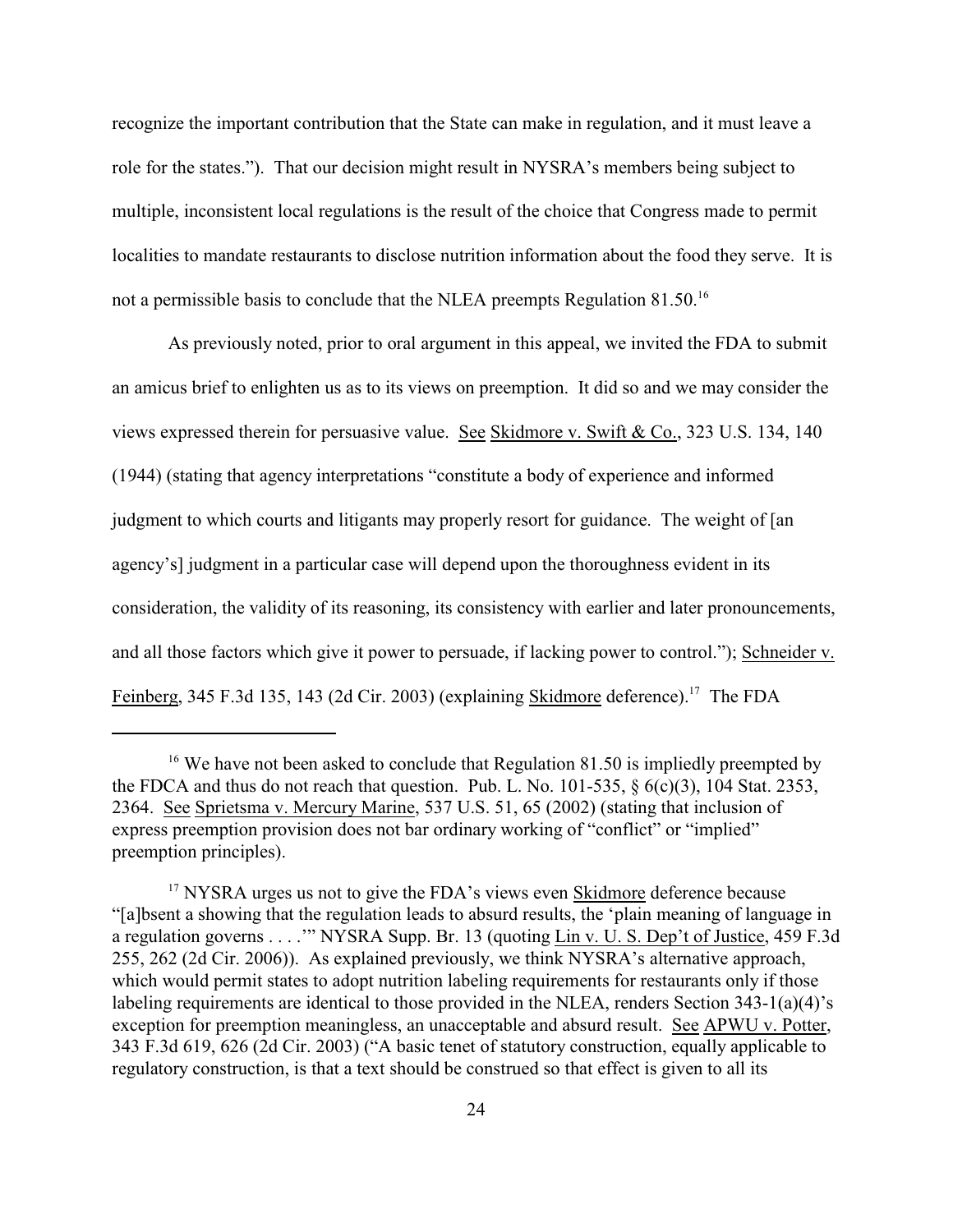recognize the important contribution that the State can make in regulation, and it must leave a role for the states."). That our decision might result in NYSRA's members being subject to multiple, inconsistent local regulations is the result of the choice that Congress made to permit localities to mandate restaurants to disclose nutrition information about the food they serve. It is not a permissible basis to conclude that the NLEA preempts Regulation 81.50.[16]

As previously noted, prior to oral argument in this appeal, we invited the FDA to submit an amicus brief to enlighten us as to its views on preemption. It did so and we may consider the views expressed therein for persuasive value. See Skidmore v. Swift & Co., 323 U.S. 134, 140 (1944) (stating that agency interpretations "constitute a body of experience and informed judgment to which courts and litigants may properly resort for guidance. The weight of [an agency's] judgment in a particular case will depend upon the thoroughness evident in its consideration, the validity of its reasoning, its consistency with earlier and later pronouncements, and all those factors which give it power to persuade, if lacking power to control."); Schneider v. Feinberg, 345 F.3d 135, 143 (2d Cir. 2003) (explaining Skidmore deference).[17] The FDA

---

[16] We have not been asked to conclude that Regulation 81.50 is impliedly preempted by the FDCA and thus do not reach that question. Pub. L. No. 101-535, § 6(c)(3), 104 Stat. 2353, 2364. See Sprietsma v. Mercury Marine, 537 U.S. 51, 65 (2002) (stating that inclusion of express preemption provision does not bar ordinary working of "conflict" or "implied" preemption principles).

[17] NYSRA urges us not to give the FDA's views even Skidmore deference because "[a]bsent a showing that the regulation leads to absurd results, the 'plain meaning of language in a regulation governs . . . .'" NYSRA Supp. Br. 13 (quoting Lin v. U. S. Dep't of Justice, 459 F.3d 255, 262 (2d Cir. 2006)). As explained previously, we think NYSRA's alternative approach, which would permit states to adopt nutrition labeling requirements for restaurants only if those labeling requirements are identical to those provided in the NLEA, renders Section 343-1(a)(4)'s exception for preemption meaningless, an unacceptable and absurd result. See APWU v. Potter, 343 F.3d 619, 626 (2d Cir. 2003) ("A basic tenet of statutory construction, equally applicable to regulatory construction, is that a text should be construed so that effect is given to all its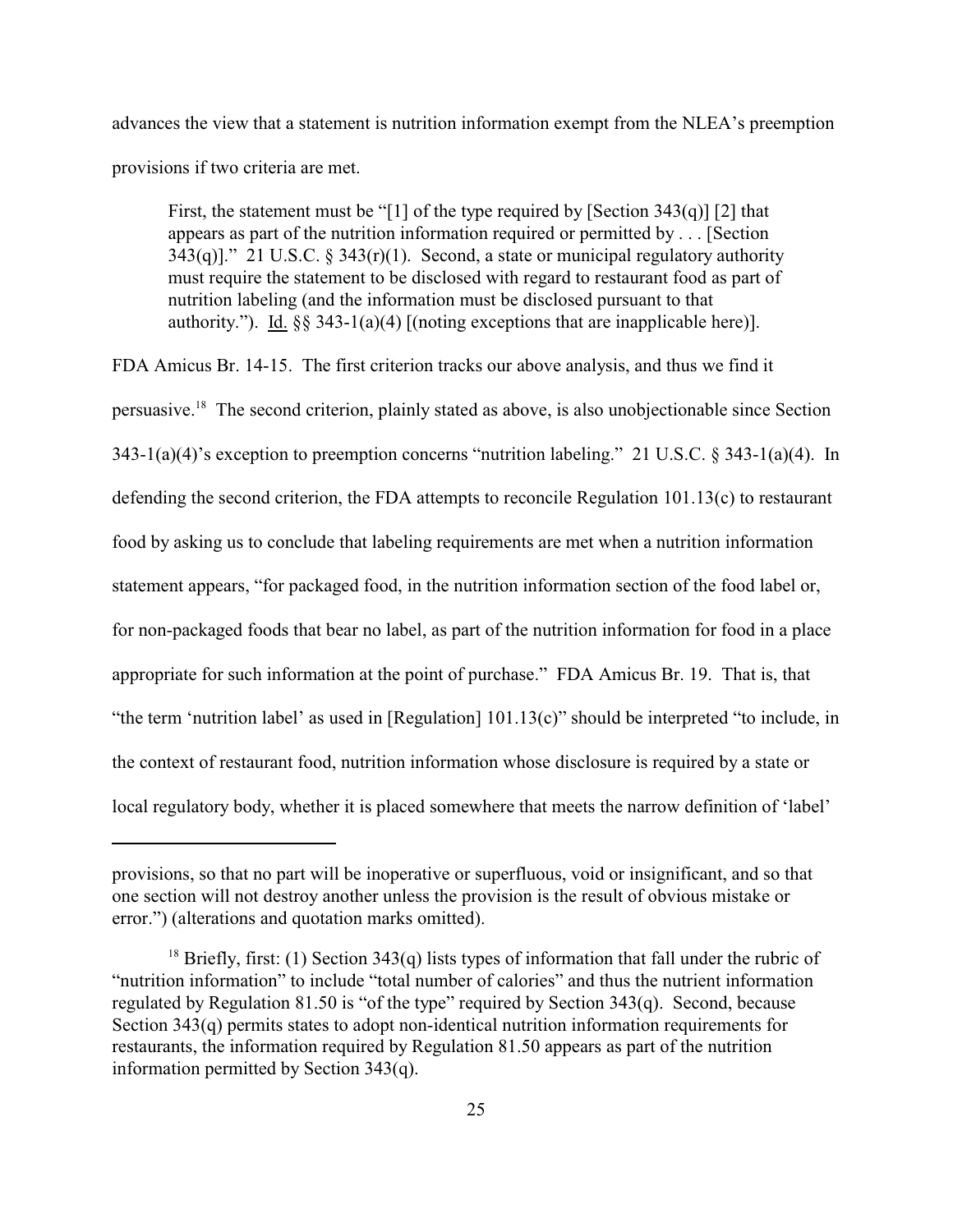advances the view that a statement is nutrition information exempt from the NLEA's preemption provisions if two criteria are met.

> First, the statement must be "[1] of the type required by [Section 343(q)] [2] that appears as part of the nutrition information required or permitted by . . . [Section 343(q)]." 21 U.S.C. § 343(r)(1). Second, a state or municipal regulatory authority must require the statement to be disclosed with regard to restaurant food as part of nutrition labeling (and the information must be disclosed pursuant to that authority."). Id. §§ 343-1(a)(4) [(noting exceptions that are inapplicable here)].

FDA Amicus Br. 14-15. The first criterion tracks our above analysis, and thus we find it persuasive.[18] The second criterion, plainly stated as above, is also unobjectionable since Section 343-1(a)(4)'s exception to preemption concerns "nutrition labeling." 21 U.S.C. § 343-1(a)(4). In defending the second criterion, the FDA attempts to reconcile Regulation 101.13(c) to restaurant food by asking us to conclude that labeling requirements are met when a nutrition information statement appears, "for packaged food, in the nutrition information section of the food label or, for non-packaged foods that bear no label, as part of the nutrition information for food in a place appropriate for such information at the point of purchase." FDA Amicus Br. 19. That is, that "the term 'nutrition label' as used in [Regulation] 101.13(c)" should be interpreted "to include, in the context of restaurant food, nutrition information whose disclosure is required by a state or local regulatory body, whether it is placed somewhere that meets the narrow definition of 'label'

---

provisions, so that no part will be inoperative or superfluous, void or insignificant, and so that one section will not destroy another unless the provision is the result of obvious mistake or error.") (alterations and quotation marks omitted).

[18] Briefly, first: (1) Section 343(q) lists types of information that fall under the rubric of "nutrition information" to include "total number of calories" and thus the nutrient information regulated by Regulation 81.50 is "of the type" required by Section 343(q). Second, because Section 343(q) permits states to adopt non-identical nutrition information requirements for restaurants, the information required by Regulation 81.50 appears as part of the nutrition information permitted by Section 343(q).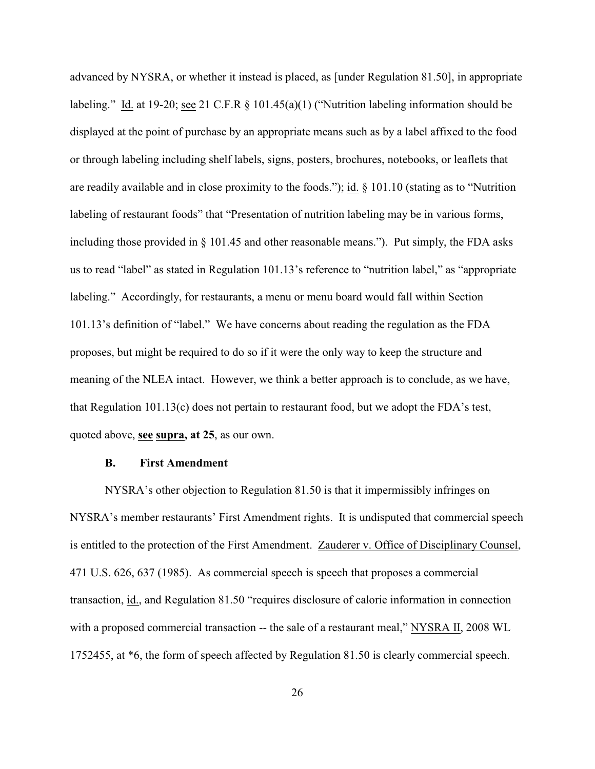advanced by NYSRA, or whether it instead is placed, as [under Regulation 81.50], in appropriate labeling." Id. at 19-20; see 21 C.F.R § 101.45(a)(1) ("Nutrition labeling information should be displayed at the point of purchase by an appropriate means such as by a label affixed to the food or through labeling including shelf labels, signs, posters, brochures, notebooks, or leaflets that are readily available and in close proximity to the foods."); id. § 101.10 (stating as to "Nutrition labeling of restaurant foods" that "Presentation of nutrition labeling may be in various forms, including those provided in § 101.45 and other reasonable means."). Put simply, the FDA asks us to read "label" as stated in Regulation 101.13's reference to "nutrition label," as "appropriate labeling." Accordingly, for restaurants, a menu or menu board would fall within Section 101.13's definition of "label." We have concerns about reading the regulation as the FDA proposes, but might be required to do so if it were the only way to keep the structure and meaning of the NLEA intact. However, we think a better approach is to conclude, as we have, that Regulation 101.13(c) does not pertain to restaurant food, but we adopt the FDA's test, quoted above, **see supra, at 25**, as our own.

### B. First Amendment

NYSRA's other objection to Regulation 81.50 is that it impermissibly infringes on NYSRA's member restaurants' First Amendment rights. It is undisputed that commercial speech is entitled to the protection of the First Amendment. Zauderer v. Office of Disciplinary Counsel, 471 U.S. 626, 637 (1985). As commercial speech is speech that proposes a commercial transaction, id., and Regulation 81.50 "requires disclosure of calorie information in connection with a proposed commercial transaction -- the sale of a restaurant meal," NYSRA II, 2008 WL 1752455, at *6, the form of speech affected by Regulation 81.50 is clearly commercial speech.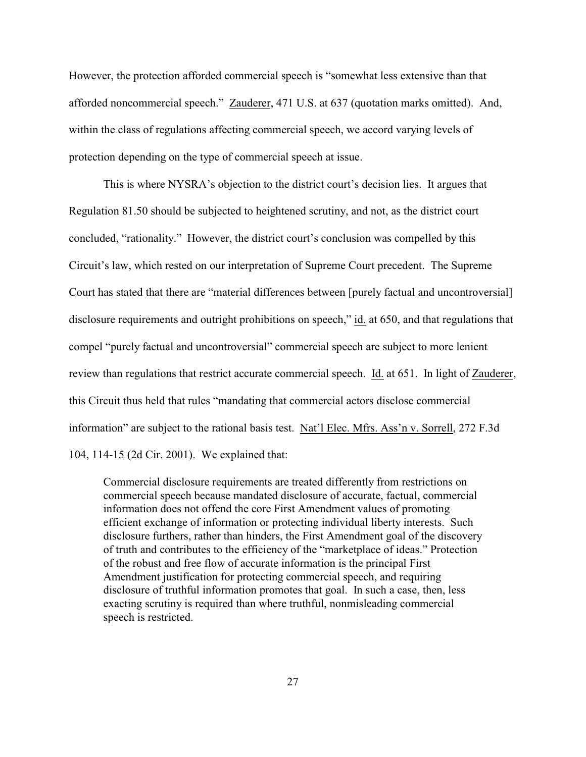However, the protection afforded commercial speech is "somewhat less extensive than that afforded noncommercial speech." Zauderer, 471 U.S. at 637 (quotation marks omitted). And, within the class of regulations affecting commercial speech, we accord varying levels of protection depending on the type of commercial speech at issue.

This is where NYSRA's objection to the district court's decision lies. It argues that Regulation 81.50 should be subjected to heightened scrutiny, and not, as the district court concluded, "rationality." However, the district court's conclusion was compelled by this Circuit's law, which rested on our interpretation of Supreme Court precedent. The Supreme Court has stated that there are "material differences between [purely factual and uncontroversial] disclosure requirements and outright prohibitions on speech," id. at 650, and that regulations that compel "purely factual and uncontroversial" commercial speech are subject to more lenient review than regulations that restrict accurate commercial speech. Id. at 651. In light of Zauderer, this Circuit thus held that rules "mandating that commercial actors disclose commercial information" are subject to the rational basis test. Nat'l Elec. Mfrs. Ass'n v. Sorrell, 272 F.3d 104, 114-15 (2d Cir. 2001). We explained that:

> Commercial disclosure requirements are treated differently from restrictions on commercial speech because mandated disclosure of accurate, factual, commercial information does not offend the core First Amendment values of promoting efficient exchange of information or protecting individual liberty interests. Such disclosure furthers, rather than hinders, the First Amendment goal of the discovery of truth and contributes to the efficiency of the "marketplace of ideas." Protection of the robust and free flow of accurate information is the principal First Amendment justification for protecting commercial speech, and requiring disclosure of truthful information promotes that goal. In such a case, then, less exacting scrutiny is required than where truthful, nonmisleading commercial speech is restricted.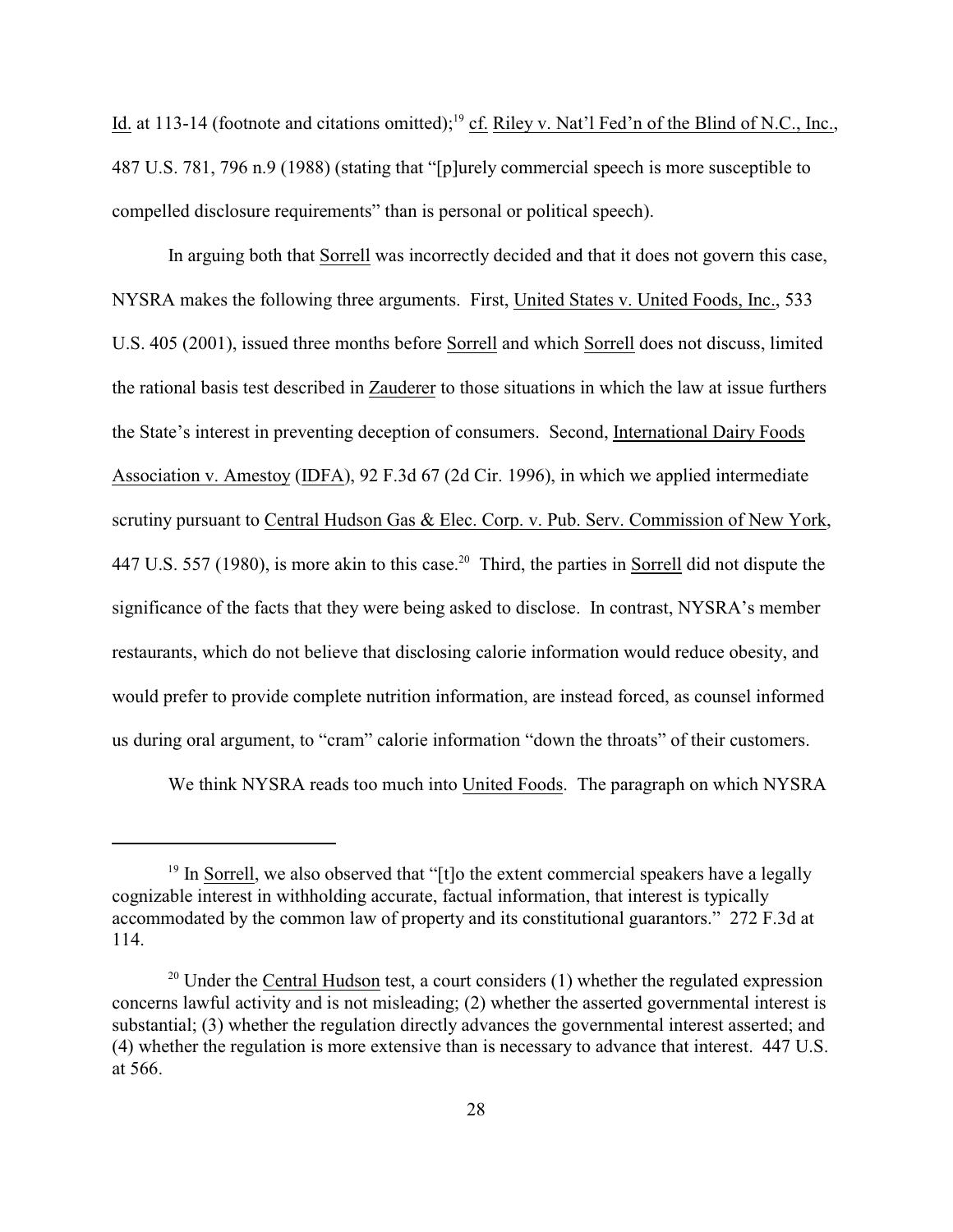Id. at 113-14 (footnote and citations omitted);[19] cf. Riley v. Nat'l Fed'n of the Blind of N.C., Inc., 487 U.S. 781, 796 n.9 (1988) (stating that "[p]urely commercial speech is more susceptible to compelled disclosure requirements" than is personal or political speech).

In arguing both that Sorrell was incorrectly decided and that it does not govern this case, NYSRA makes the following three arguments. First, United States v. United Foods, Inc., 533 U.S. 405 (2001), issued three months before Sorrell and which Sorrell does not discuss, limited the rational basis test described in Zauderer to those situations in which the law at issue furthers the State's interest in preventing deception of consumers. Second, International Dairy Foods Association v. Amestoy (IDFA), 92 F.3d 67 (2d Cir. 1996), in which we applied intermediate scrutiny pursuant to Central Hudson Gas & Elec. Corp. v. Pub. Serv. Commission of New York, 447 U.S. 557 (1980), is more akin to this case.[20] Third, the parties in Sorrell did not dispute the significance of the facts that they were being asked to disclose. In contrast, NYSRA's member restaurants, which do not believe that disclosing calorie information would reduce obesity, and would prefer to provide complete nutrition information, are instead forced, as counsel informed us during oral argument, to "cram" calorie information "down the throats" of their customers.

We think NYSRA reads too much into United Foods. The paragraph on which NYSRA

---

[19] In Sorrell, we also observed that "[t]o the extent commercial speakers have a legally cognizable interest in withholding accurate, factual information, that interest is typically accommodated by the common law of property and its constitutional guarantors." 272 F.3d at 114.

[20] Under the Central Hudson test, a court considers (1) whether the regulated expression concerns lawful activity and is not misleading; (2) whether the asserted governmental interest is substantial; (3) whether the regulation directly advances the governmental interest asserted; and (4) whether the regulation is more extensive than is necessary to advance that interest. 447 U.S. at 566.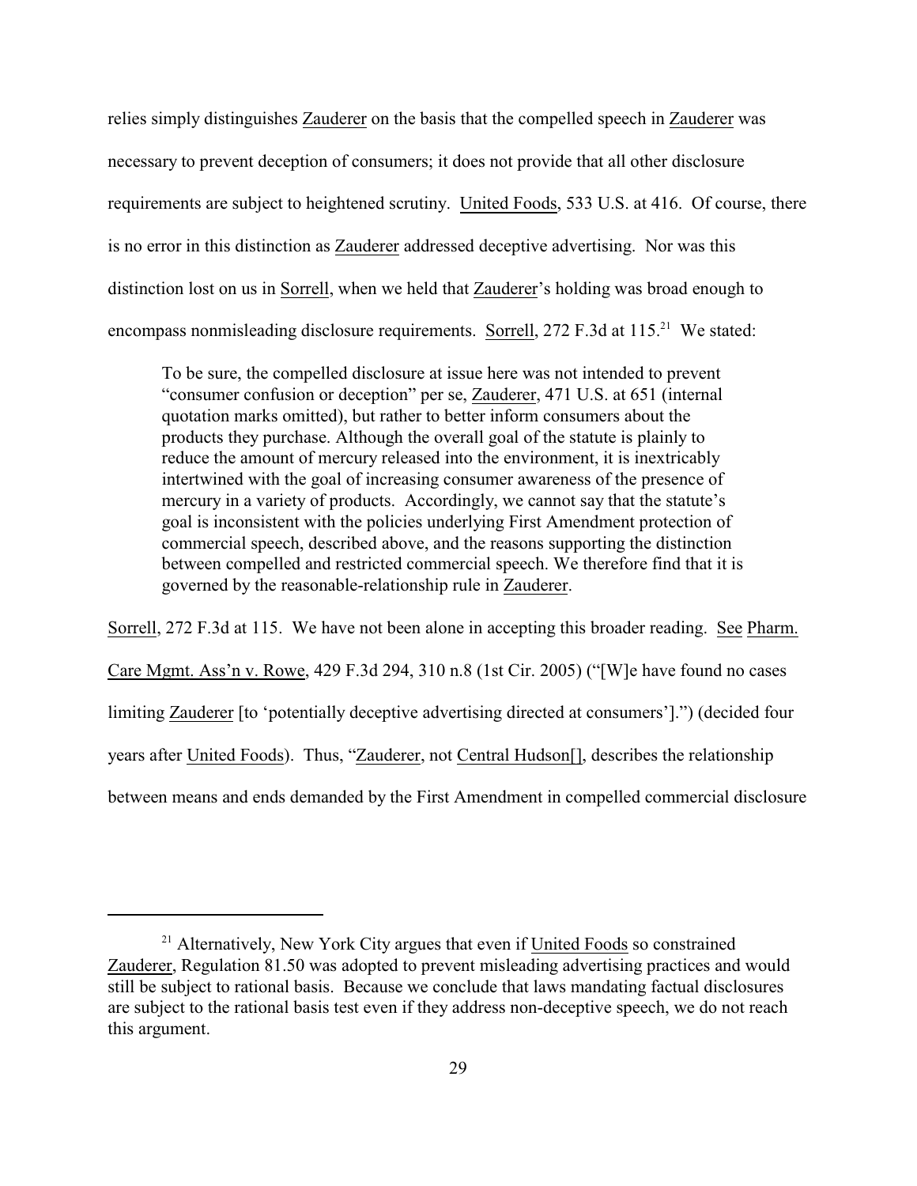relies simply distinguishes Zauderer on the basis that the compelled speech in Zauderer was necessary to prevent deception of consumers; it does not provide that all other disclosure requirements are subject to heightened scrutiny. United Foods, 533 U.S. at 416. Of course, there is no error in this distinction as Zauderer addressed deceptive advertising. Nor was this distinction lost on us in Sorrell, when we held that Zauderer's holding was broad enough to encompass nonmisleading disclosure requirements. Sorrell, 272 F.3d at 115.[21] We stated:

> To be sure, the compelled disclosure at issue here was not intended to prevent "consumer confusion or deception" per se, Zauderer, 471 U.S. at 651 (internal quotation marks omitted), but rather to better inform consumers about the products they purchase. Although the overall goal of the statute is plainly to reduce the amount of mercury released into the environment, it is inextricably intertwined with the goal of increasing consumer awareness of the presence of mercury in a variety of products. Accordingly, we cannot say that the statute's goal is inconsistent with the policies underlying First Amendment protection of commercial speech, described above, and the reasons supporting the distinction between compelled and restricted commercial speech. We therefore find that it is governed by the reasonable-relationship rule in Zauderer.

Sorrell, 272 F.3d at 115. We have not been alone in accepting this broader reading. See Pharm. Care Mgmt. Ass'n v. Rowe, 429 F.3d 294, 310 n.8 (1st Cir. 2005) ("[W]e have found no cases limiting Zauderer [to 'potentially deceptive advertising directed at consumers'].") (decided four years after United Foods). Thus, "Zauderer, not Central Hudson[], describes the relationship between means and ends demanded by the First Amendment in compelled commercial disclosure

---

[21] Alternatively, New York City argues that even if United Foods so constrained Zauderer, Regulation 81.50 was adopted to prevent misleading advertising practices and would still be subject to rational basis. Because we conclude that laws mandating factual disclosures are subject to the rational basis test even if they address non-deceptive speech, we do not reach this argument.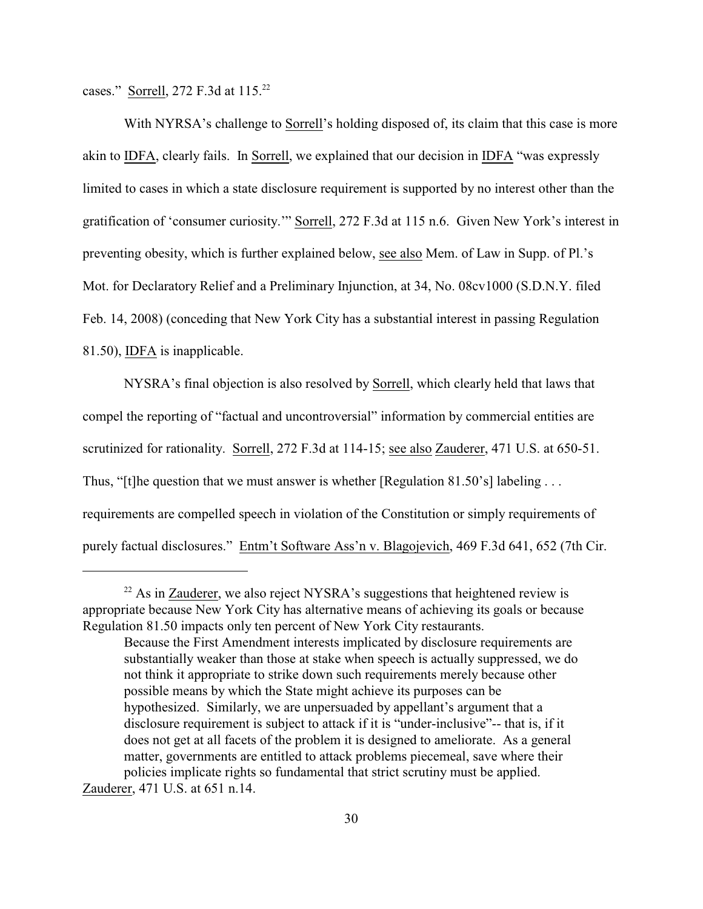cases." Sorrell, 272 F.3d at 115.[22]

With NYRSA's challenge to Sorrell's holding disposed of, its claim that this case is more akin to IDFA, clearly fails. In Sorrell, we explained that our decision in IDFA "was expressly limited to cases in which a state disclosure requirement is supported by no interest other than the gratification of 'consumer curiosity.'" Sorrell, 272 F.3d at 115 n.6. Given New York's interest in preventing obesity, which is further explained below, see also Mem. of Law in Supp. of Pl.'s Mot. for Declaratory Relief and a Preliminary Injunction, at 34, No. 08cv1000 (S.D.N.Y. filed Feb. 14, 2008) (conceding that New York City has a substantial interest in passing Regulation 81.50), IDFA is inapplicable.

NYSRA's final objection is also resolved by Sorrell, which clearly held that laws that compel the reporting of "factual and uncontroversial" information by commercial entities are scrutinized for rationality. Sorrell, 272 F.3d at 114-15; see also Zauderer, 471 U.S. at 650-51. Thus, "[t]he question that we must answer is whether [Regulation 81.50's] labeling . . . requirements are compelled speech in violation of the Constitution or simply requirements of purely factual disclosures." Ent'm't Software Ass'n v. Blagojevich, 469 F.3d 641, 652 (7th Cir.

---

[22] As in Zauderer, we also reject NYSRA's suggestions that heightened review is appropriate because New York City has alternative means of achieving its goals or because Regulation 81.50 impacts only ten percent of New York City restaurants.

> Because the First Amendment interests implicated by disclosure requirements are substantially weaker than those at stake when speech is actually suppressed, we do not think it appropriate to strike down such requirements merely because other possible means by which the State might achieve its purposes can be hypothesized. Similarly, we are unpersuaded by appellant's argument that a disclosure requirement is subject to attack if it is "under-inclusive"-- that is, if it does not get at all facets of the problem it is designed to ameliorate. As a general matter, governments are entitled to attack problems piecemeal, save where their policies implicate rights so fundamental that strict scrutiny must be applied.

Zauderer, 471 U.S. at 651 n.14.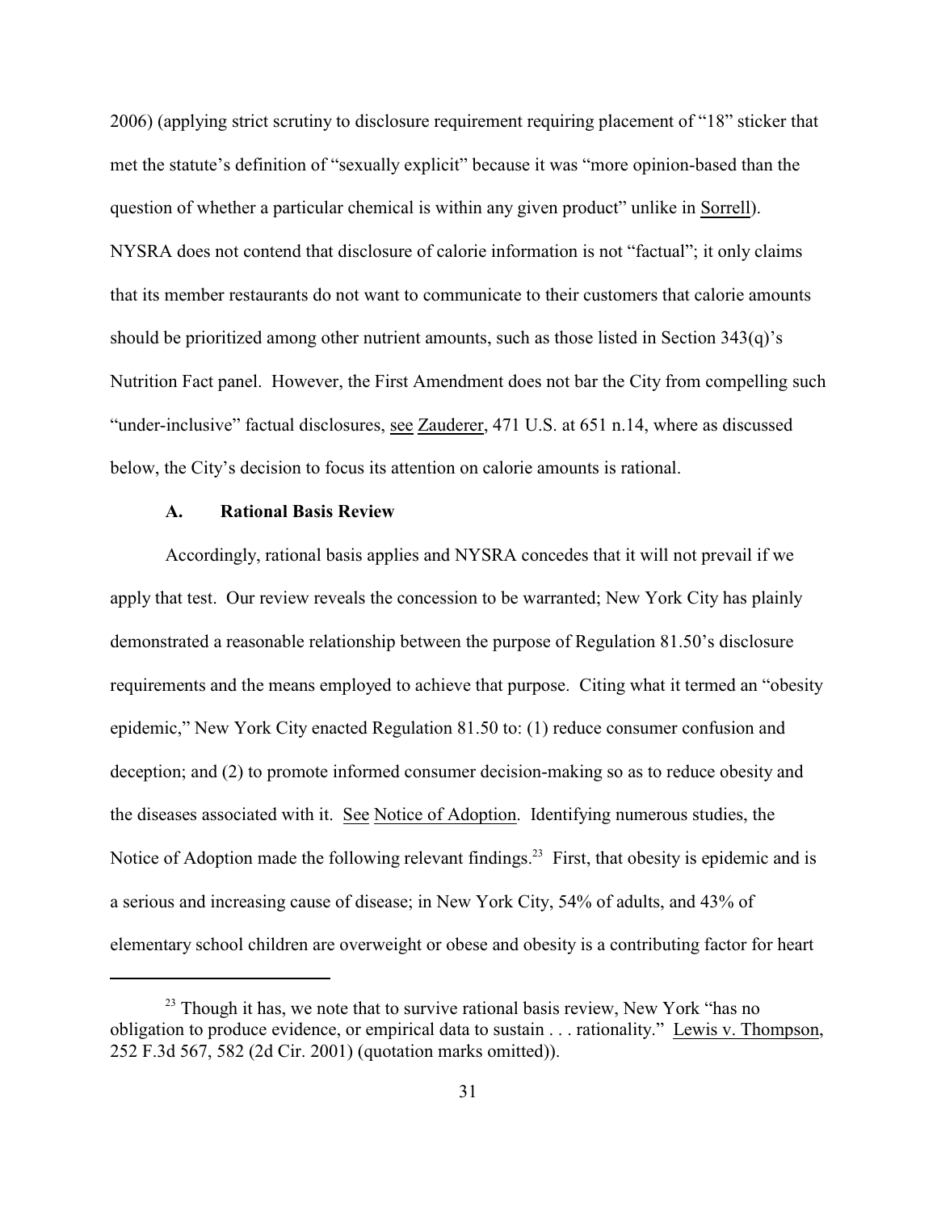2006) (applying strict scrutiny to disclosure requirement requiring placement of "18" sticker that met the statute's definition of "sexually explicit" because it was "more opinion-based than the question of whether a particular chemical is within any given product" unlike in Sorrell). NYSRA does not contend that disclosure of calorie information is not "factual"; it only claims that its member restaurants do not want to communicate to their customers that calorie amounts should be prioritized among other nutrient amounts, such as those listed in Section 343(q)'s Nutrition Fact panel. However, the First Amendment does not bar the City from compelling such "under-inclusive" factual disclosures, see Zauderer, 471 U.S. at 651 n.14, where as discussed below, the City's decision to focus its attention on calorie amounts is rational.

### A. Rational Basis Review

Accordingly, rational basis applies and NYSRA concedes that it will not prevail if we apply that test. Our review reveals the concession to be warranted; New York City has plainly demonstrated a reasonable relationship between the purpose of Regulation 81.50's disclosure requirements and the means employed to achieve that purpose. Citing what it termed an "obesity epidemic," New York City enacted Regulation 81.50 to: (1) reduce consumer confusion and deception; and (2) to promote informed consumer decision-making so as to reduce obesity and the diseases associated with it. See Notice of Adoption. Identifying numerous studies, the Notice of Adoption made the following relevant findings.[23] First, that obesity is epidemic and is a serious and increasing cause of disease; in New York City, 54% of adults, and 43% of elementary school children are overweight or obese and obesity is a contributing factor for heart

---

[23] Though it has, we note that to survive rational basis review, New York "has no obligation to produce evidence, or empirical data to sustain . . . rationality." Lewis v. Thompson, 252 F.3d 567, 582 (2d Cir. 2001) (quotation marks omitted)).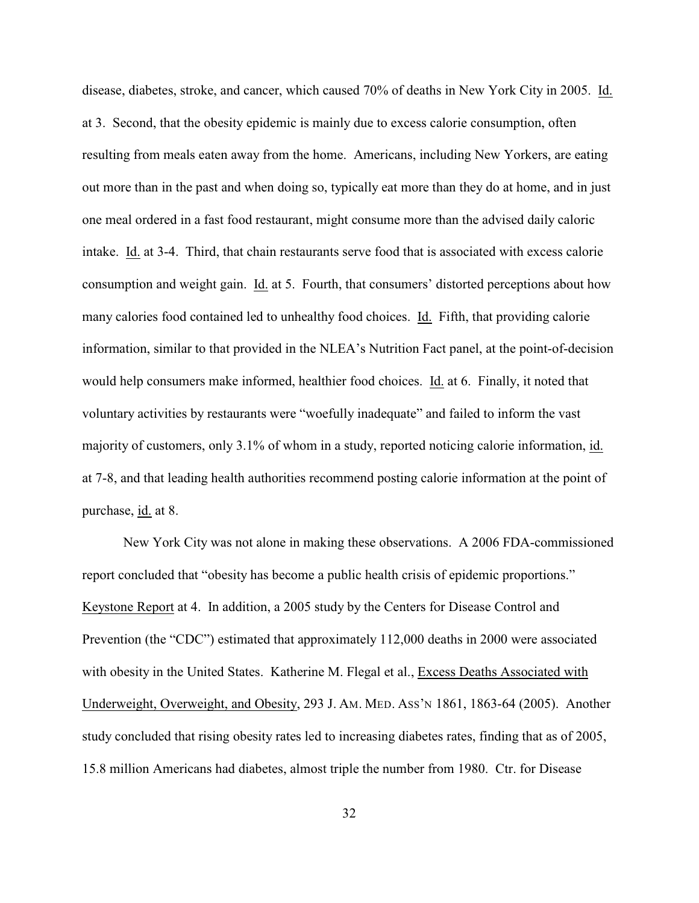disease, diabetes, stroke, and cancer, which caused 70% of deaths in New York City in 2005. Id. at 3. Second, that the obesity epidemic is mainly due to excess calorie consumption, often resulting from meals eaten away from the home. Americans, including New Yorkers, are eating out more than in the past and when doing so, typically eat more than they do at home, and in just one meal ordered in a fast food restaurant, might consume more than the advised daily caloric intake. Id. at 3-4. Third, that chain restaurants serve food that is associated with excess calorie consumption and weight gain. Id. at 5. Fourth, that consumers' distorted perceptions about how many calories food contained led to unhealthy food choices. Id. Fifth, that providing calorie information, similar to that provided in the NLEA's Nutrition Fact panel, at the point-of-decision would help consumers make informed, healthier food choices. Id. at 6. Finally, it noted that voluntary activities by restaurants were "woefully inadequate" and failed to inform the vast majority of customers, only 3.1% of whom in a study, reported noticing calorie information, id. at 7-8, and that leading health authorities recommend posting calorie information at the point of purchase, id. at 8.

New York City was not alone in making these observations. A 2006 FDA-commissioned report concluded that "obesity has become a public health crisis of epidemic proportions." Keystone Report at 4. In addition, a 2005 study by the Centers for Disease Control and Prevention (the "CDC") estimated that approximately 112,000 deaths in 2000 were associated with obesity in the United States. Katherine M. Flegal et al., Excess Deaths Associated with Underweight, Overweight, and Obesity, 293 J. AM. MED. ASS'N 1861, 1863-64 (2005). Another study concluded that rising obesity rates led to increasing diabetes rates, finding that as of 2005, 15.8 million Americans had diabetes, almost triple the number from 1980. Ctr. for Disease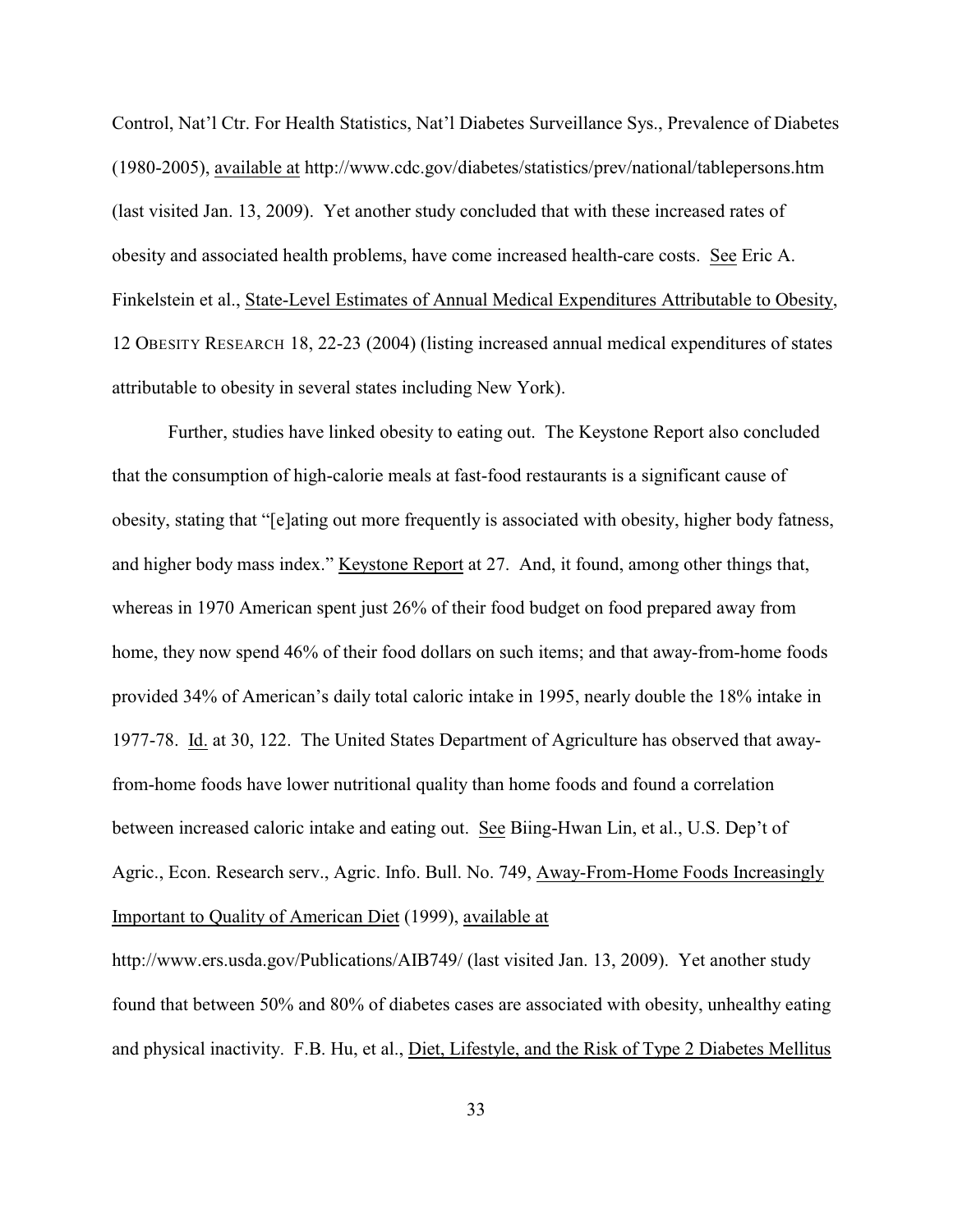Control, Nat'l Ctr. For Health Statistics, Nat'l Diabetes Surveillance Sys., Prevalence of Diabetes (1980-2005), available at http://www.cdc.gov/diabetes/statistics/prev/national/tablepersons.htm (last visited Jan. 13, 2009). Yet another study concluded that with these increased rates of obesity and associated health problems, have come increased health-care costs. See Eric A. Finkelstein et al., State-Level Estimates of Annual Medical Expenditures Attributable to Obesity, 12 OBESITY RESEARCH 18, 22-23 (2004) (listing increased annual medical expenditures of states attributable to obesity in several states including New York).

Further, studies have linked obesity to eating out. The Keystone Report also concluded that the consumption of high-calorie meals at fast-food restaurants is a significant cause of obesity, stating that "[e]ating out more frequently is associated with obesity, higher body fatness, and higher body mass index." Keystone Report at 27. And, it found, among other things that, whereas in 1970 American spent just 26% of their food budget on food prepared away from home, they now spend 46% of their food dollars on such items; and that away-from-home foods provided 34% of American's daily total caloric intake in 1995, nearly double the 18% intake in 1977-78. Id. at 30, 122. The United States Department of Agriculture has observed that away-from-home foods have lower nutritional quality than home foods and found a correlation between increased caloric intake and eating out. See Biing-Hwan Lin, et al., U.S. Dep't of Agric., Econ. Research serv., Agric. Info. Bull. No. 749, Away-From-Home Foods Increasingly Important to Quality of American Diet (1999), available at http://www.ers.usda.gov/Publications/AIB749/ (last visited Jan. 13, 2009). Yet another study found that between 50% and 80% of diabetes cases are associated with obesity, unhealthy eating and physical inactivity. F.B. Hu, et al., Diet, Lifestyle, and the Risk of Type 2 Diabetes Mellitus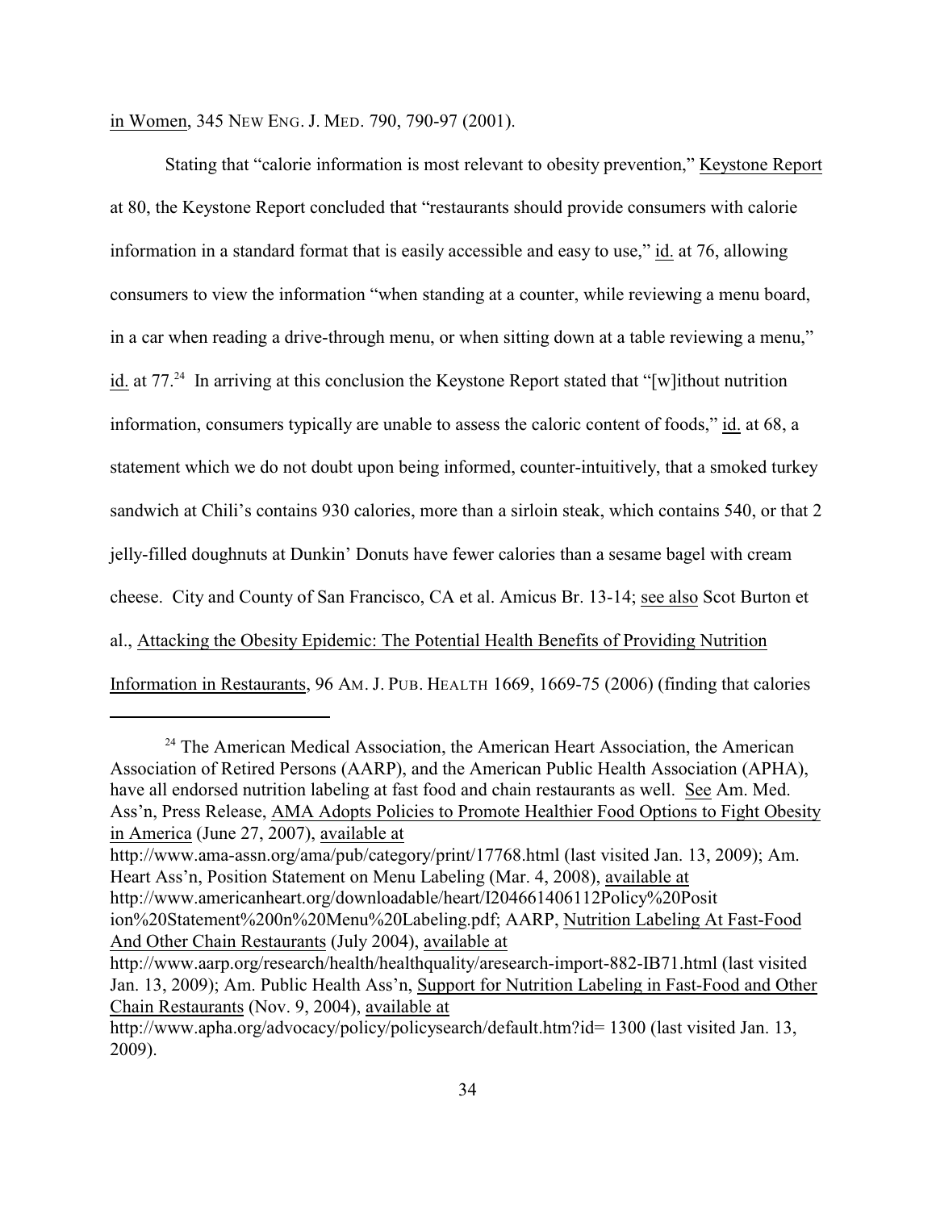in Women, 345 NEW ENG. J. MED. 790, 790-97 (2001).

Stating that "calorie information is most relevant to obesity prevention," Keystone Report at 80, the Keystone Report concluded that "restaurants should provide consumers with calorie information in a standard format that is easily accessible and easy to use," id. at 76, allowing consumers to view the information "when standing at a counter, while reviewing a menu board, in a car when reading a drive-through menu, or when sitting down at a table reviewing a menu," id. at 77.[24] In arriving at this conclusion the Keystone Report stated that "[w]ithout nutrition information, consumers typically are unable to assess the caloric content of foods," id. at 68, a statement which we do not doubt upon being informed, counter-intuitively, that a smoked turkey sandwich at Chili's contains 930 calories, more than a sirloin steak, which contains 540, or that 2 jelly-filled doughnuts at Dunkin' Donuts have fewer calories than a sesame bagel with cream cheese. City and County of San Francisco, CA et al. Amicus Br. 13-14; see also Scot Burton et al., Attacking the Obesity Epidemic: The Potential Health Benefits of Providing Nutrition Information in Restaurants, 96 AM. J. PUB. HEALTH 1669, 1669-75 (2006) (finding that calories

---

[24] The American Medical Association, the American Heart Association, the American Association of Retired Persons (AARP), and the American Public Health Association (APHA), have all endorsed nutrition labeling at fast food and chain restaurants as well. See Am. Med. Ass'n, Press Release, AMA Adopts Policies to Promote Healthier Food Options to Fight Obesity in America (June 27, 2007), available at http://www.ama-assn.org/ama/pub/category/print/17768.html (last visited Jan. 13, 2009); Am. Heart Ass'n, Position Statement on Menu Labeling (Mar. 4, 2008), available at http://www.americanheart.org/downloadable/heart/I204661406112Policy%20Position%20Statement%200n%20Menu%20Labeling.pdf; AARP, Nutrition Labeling At Fast-Food And Other Chain Restaurants (July 2004), available at http://www.aarp.org/research/health/healthquality/aresearch-import-882-IB71.html (last visited Jan. 13, 2009); Am. Public Health Ass'n, Support for Nutrition Labeling in Fast-Food and Other Chain Restaurants (Nov. 9, 2004), available at http://www.apha.org/advocacy/policy/policysearch/default.htm?id= 1300 (last visited Jan. 13, 2009).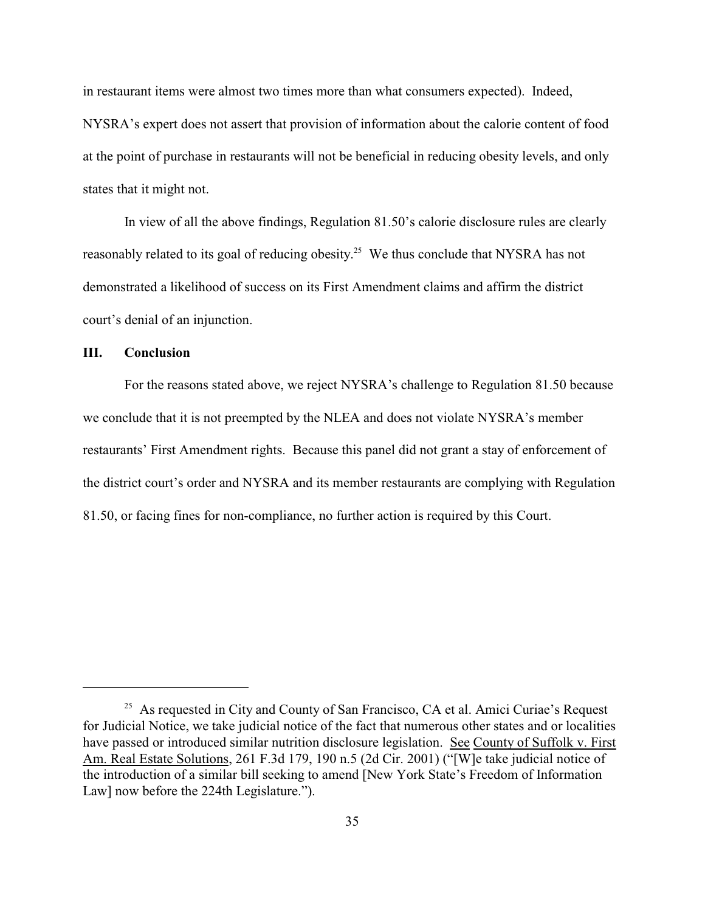in restaurant items were almost two times more than what consumers expected). Indeed, NYSRA's expert does not assert that provision of information about the calorie content of food at the point of purchase in restaurants will not be beneficial in reducing obesity levels, and only states that it might not.

In view of all the above findings, Regulation 81.50's calorie disclosure rules are clearly reasonably related to its goal of reducing obesity.[25] We thus conclude that NYSRA has not demonstrated a likelihood of success on its First Amendment claims and affirm the district court's denial of an injunction.

## III. Conclusion

For the reasons stated above, we reject NYSRA's challenge to Regulation 81.50 because we conclude that it is not preempted by the NLEA and does not violate NYSRA's member restaurants' First Amendment rights. Because this panel did not grant a stay of enforcement of the district court's order and NYSRA and its member restaurants are complying with Regulation 81.50, or facing fines for non-compliance, no further action is required by this Court.

---

[25] As requested in City and County of San Francisco, CA et al. Amici Curiae's Request for Judicial Notice, we take judicial notice of the fact that numerous other states and or localities have passed or introduced similar nutrition disclosure legislation. See County of Suffolk v. First Am. Real Estate Solutions, 261 F.3d 179, 190 n.5 (2d Cir. 2001) ("[W]e take judicial notice of the introduction of a similar bill seeking to amend [New York State's Freedom of Information Law] now before the 224th Legislature.").